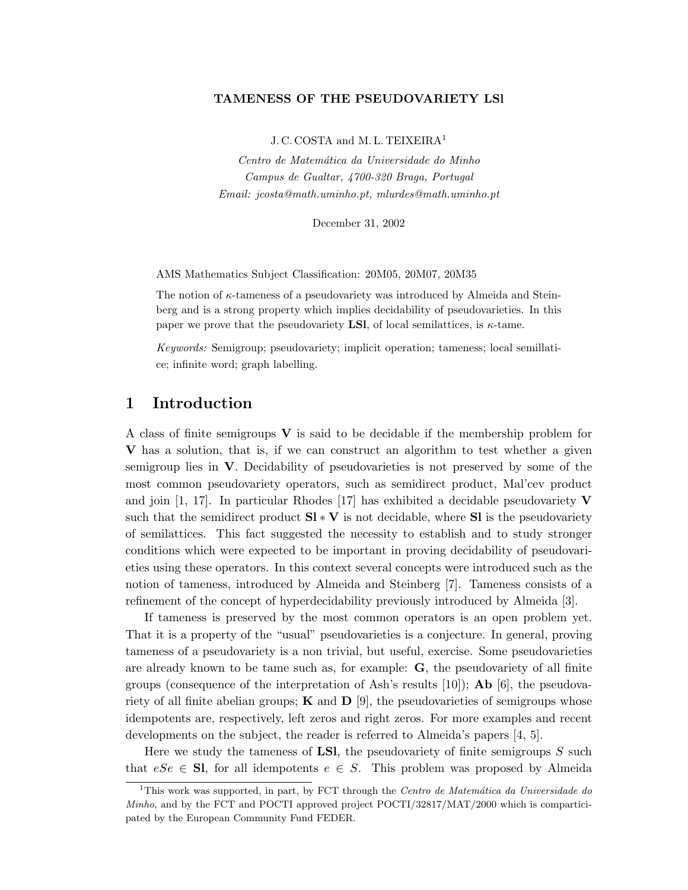# TAMENESS OF THE PSEUDOVARIETY LSl

J. C. COSTA and M. L. TEIXEIRA[1]

*Centro de Matemática da Universidade do Minho*
*Campus de Gualtar, 4700-320 Braga, Portugal*
*Email: jcosta@math.uminho.pt, mlurdes@math.uminho.pt*

December 31, 2002

AMS Mathematics Subject Classification: 20M05, 20M07, 20M35

The notion of $\kappa$-tameness of a pseudovariety was introduced by Almeida and Steinberg and is a strong property which implies decidability of pseudovarieties. In this paper we prove that the pseudovariety **LSl**, of local semilattices, is $\kappa$-tame.

*Keywords:* Semigroup; pseudovariety; implicit operation; tameness; local semillatice; infinite word; graph labelling.

## 1 Introduction

A class of finite semigroups **V** is said to be decidable if the membership problem for **V** has a solution, that is, if we can construct an algorithm to test whether a given semigroup lies in **V**. Decidability of pseudovarieties is not preserved by some of the most common pseudovariety operators, such as semidirect product, Mal'cev product and join [1, 17]. In particular Rhodes [17] has exhibited a decidable pseudovariety **V** such that the semidirect product $\mathbf{Sl} * \mathbf{V}$ is not decidable, where **Sl** is the pseudovariety of semilattices. This fact suggested the necessity to establish and to study stronger conditions which were expected to be important in proving decidability of pseudovarieties using these operators. In this context several concepts were introduced such as the notion of tameness, introduced by Almeida and Steinberg [7]. Tameness consists of a refinement of the concept of hyperdecidability previously introduced by Almeida [3].

If tameness is preserved by the most common operators is an open problem yet. That it is a property of the "usual" pseudovarieties is a conjecture. In general, proving tameness of a pseudovariety is a non trivial, but useful, exercise. Some pseudovarieties are already known to be tame such as, for example: **G**, the pseudovariety of all finite groups (consequence of the interpretation of Ash's results [10]); **Ab** [6], the pseudovariety of all finite abelian groups; **K** and **D** [9], the pseudovarieties of semigroups whose idempotents are, respectively, left zeros and right zeros. For more examples and recent developments on the subject, the reader is referred to Almeida's papers [4, 5].

Here we study the tameness of **LSl**, the pseudovariety of finite semigroups $S$ such that $eSe \in \mathbf{Sl}$, for all idempotents $e \in S$. This problem was proposed by Almeida

[1] This work was supported, in part, by FCT through the *Centro de Matemática da Universidade do Minho*, and by the FCT and POCTI approved project POCTI/32817/MAT/2000 which is comparticipated by the European Community Fund FEDER.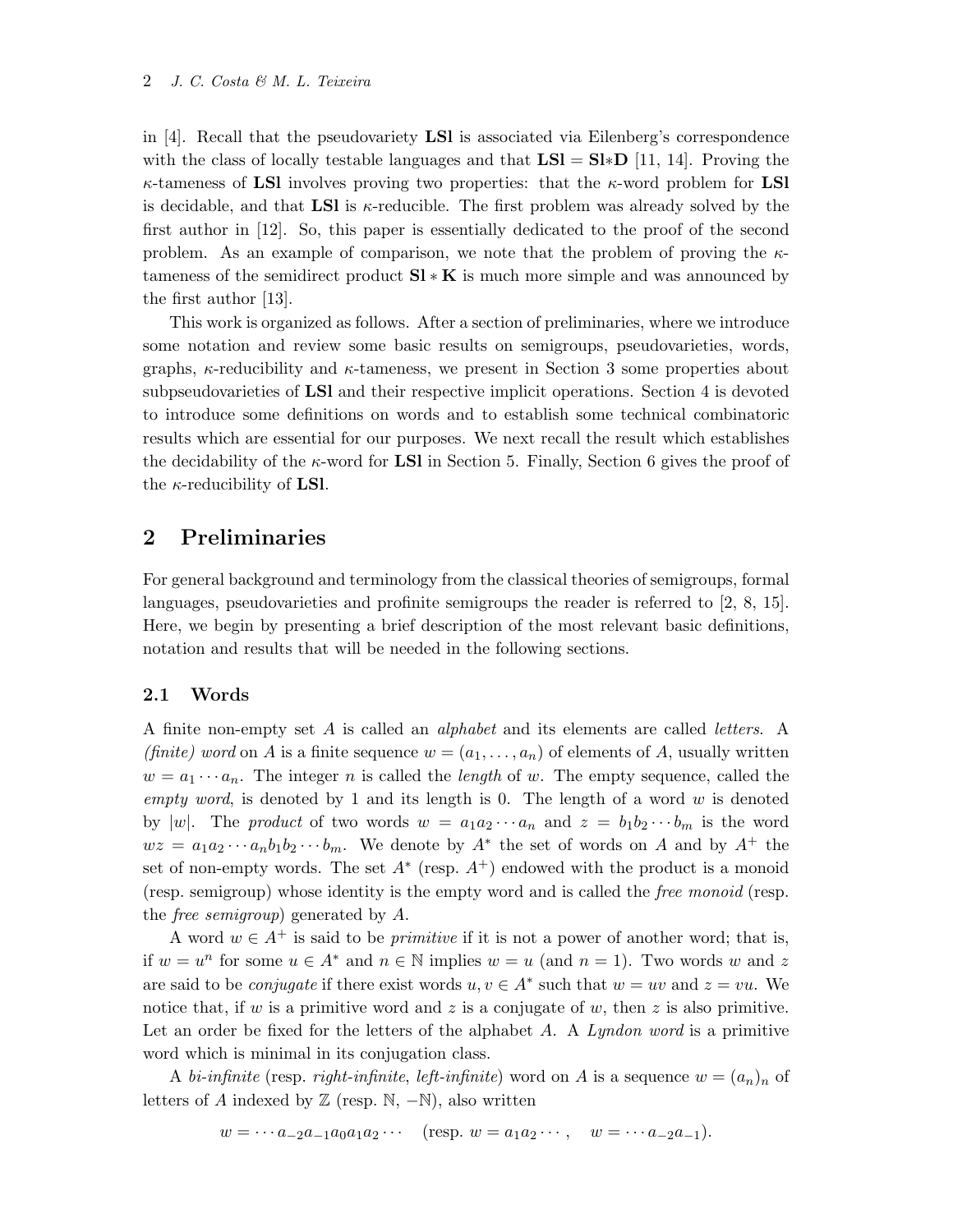in [4]. Recall that the pseudovariety **LSl** is associated via Eilenberg's correspondence with the class of locally testable languages and that $\mathbf{LSl} = \mathbf{Sl}{*}\mathbf{D}$ [11, 14]. Proving the $\kappa$-tameness of **LSl** involves proving two properties: that the $\kappa$-word problem for **LSl** is decidable, and that **LSl** is $\kappa$-reducible. The first problem was already solved by the first author in [12]. So, this paper is essentially dedicated to the proof of the second problem. As an example of comparison, we note that the problem of proving the $\kappa$-tameness of the semidirect product $\mathbf{Sl} * \mathbf{K}$ is much more simple and was announced by the first author [13].

This work is organized as follows. After a section of preliminaries, where we introduce some notation and review some basic results on semigroups, pseudovarieties, words, graphs, $\kappa$-reducibility and $\kappa$-tameness, we present in Section 3 some properties about subpseudovarieties of **LSl** and their respective implicit operations. Section 4 is devoted to introduce some definitions on words and to establish some technical combinatoric results which are essential for our purposes. We next recall the result which establishes the decidability of the $\kappa$-word for **LSl** in Section 5. Finally, Section 6 gives the proof of the $\kappa$-reducibility of **LSl**.

## 2 Preliminaries

For general background and terminology from the classical theories of semigroups, formal languages, pseudovarieties and profinite semigroups the reader is referred to [2, 8, 15]. Here, we begin by presenting a brief description of the most relevant basic definitions, notation and results that will be needed in the following sections.

### 2.1 Words

A finite non-empty set $A$ is called an *alphabet* and its elements are called *letters*. A *(finite) word* on $A$ is a finite sequence $w = (a_1, \ldots, a_n)$ of elements of $A$, usually written $w = a_1 \cdots a_n$. The integer $n$ is called the *length* of $w$. The empty sequence, called the *empty word*, is denoted by 1 and its length is 0. The length of a word $w$ is denoted by $|w|$. The *product* of two words $w = a_1a_2 \cdots a_n$ and $z = b_1b_2 \cdots b_m$ is the word $wz = a_1a_2 \cdots a_nb_1b_2 \cdots b_m$. We denote by $A^*$ the set of words on $A$ and by $A^+$ the set of non-empty words. The set $A^*$ (resp. $A^+$) endowed with the product is a monoid (resp. semigroup) whose identity is the empty word and is called the *free monoid* (resp. the *free semigroup*) generated by $A$.

A word $w \in A^+$ is said to be *primitive* if it is not a power of another word; that is, if $w = u^n$ for some $u \in A^*$ and $n \in \mathbb{N}$ implies $w = u$ (and $n = 1$). Two words $w$ and $z$ are said to be *conjugate* if there exist words $u, v \in A^*$ such that $w = uv$ and $z = vu$. We notice that, if $w$ is a primitive word and $z$ is a conjugate of $w$, then $z$ is also primitive. Let an order be fixed for the letters of the alphabet $A$. A *Lyndon word* is a primitive word which is minimal in its conjugation class.

A *bi-infinite* (resp. *right-infinite*, *left-infinite*) word on $A$ is a sequence $w = (a_n)_n$ of letters of $A$ indexed by $\mathbb{Z}$ (resp. $\mathbb{N}$, $-\mathbb{N}$), also written

$$w = \cdots a_{-2}a_{-1}a_0a_1a_2 \cdots \quad (\text{resp. } w = a_1a_2 \cdots, \quad w = \cdots a_{-2}a_{-1}).$$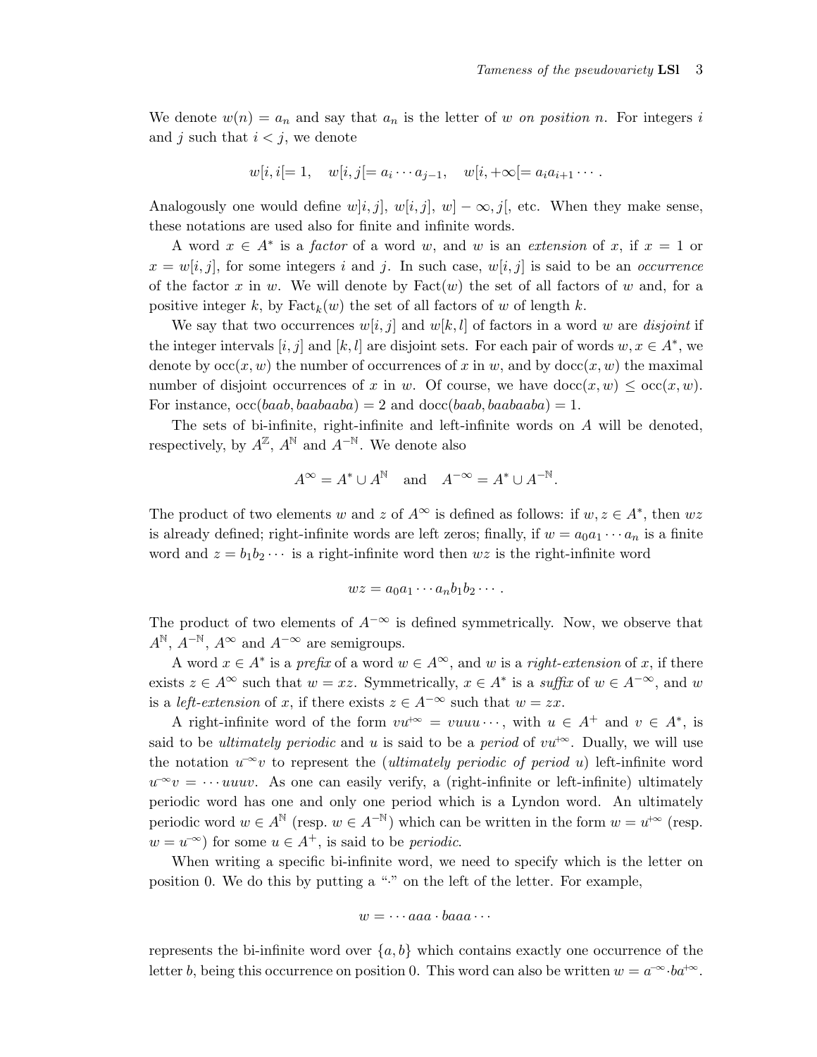We denote $w(n) = a_n$ and say that $a_n$ is the letter of $w$ *on position* $n$. For integers $i$ and $j$ such that $i < j$, we denote

$$w[i,i[= 1, \quad w[i,j[= a_i \cdots a_{j-1}, \quad w[i,+\infty[= a_i a_{i+1} \cdots .$$

Analogously one would define $w]i,j]$, $w[i,j]$, $w]-\infty,j[$, etc. When they make sense, these notations are used also for finite and infinite words.

A word $x \in A^*$ is a *factor* of a word $w$, and $w$ is an *extension* of $x$, if $x = 1$ or $x = w[i,j]$, for some integers $i$ and $j$. In such case, $w[i,j]$ is said to be an *occurrence* of the factor $x$ in $w$. We will denote by $\mathrm{Fact}(w)$ the set of all factors of $w$ and, for a positive integer $k$, by $\mathrm{Fact}_k(w)$ the set of all factors of $w$ of length $k$.

We say that two occurrences $w[i,j]$ and $w[k,l]$ of factors in a word $w$ are *disjoint* if the integer intervals $[i,j]$ and $[k,l]$ are disjoint sets. For each pair of words $w, x \in A^*$, we denote by $\mathrm{occ}(x,w)$ the number of occurrences of $x$ in $w$, and by $\mathrm{docc}(x,w)$ the maximal number of disjoint occurrences of $x$ in $w$. Of course, we have $\mathrm{docc}(x,w) \leq \mathrm{occ}(x,w)$. For instance, $\mathrm{occ}(baab, baabaaba) = 2$ and $\mathrm{docc}(baab, baabaaba) = 1$.

The sets of bi-infinite, right-infinite and left-infinite words on $A$ will be denoted, respectively, by $A^{\mathbb{Z}}$, $A^{\mathbb{N}}$ and $A^{-\mathbb{N}}$. We denote also

$$A^{\infty} = A^* \cup A^{\mathbb{N}} \quad \text{and} \quad A^{-\infty} = A^* \cup A^{-\mathbb{N}}.$$

The product of two elements $w$ and $z$ of $A^{\infty}$ is defined as follows: if $w, z \in A^*$, then $wz$ is already defined; right-infinite words are left zeros; finally, if $w = a_0 a_1 \cdots a_n$ is a finite word and $z = b_1 b_2 \cdots$ is a right-infinite word then $wz$ is the right-infinite word

$$wz = a_0 a_1 \cdots a_n b_1 b_2 \cdots .$$

The product of two elements of $A^{-\infty}$ is defined symmetrically. Now, we observe that $A^{\mathbb{N}}$, $A^{-\mathbb{N}}$, $A^{\infty}$ and $A^{-\infty}$ are semigroups.

A word $x \in A^*$ is a *prefix* of a word $w \in A^{\infty}$, and $w$ is a *right-extension* of $x$, if there exists $z \in A^{\infty}$ such that $w = xz$. Symmetrically, $x \in A^*$ is a *suffix* of $w \in A^{-\infty}$, and $w$ is a *left-extension* of $x$, if there exists $z \in A^{-\infty}$ such that $w = zx$.

A right-infinite word of the form $vu^{+\infty} = vuuu\cdots$, with $u \in A^+$ and $v \in A^*$, is said to be *ultimately periodic* and $u$ is said to be a *period* of $vu^{+\infty}$. Dually, we will use the notation $u^{-\infty}v$ to represent the (*ultimately periodic of period* $u$) left-infinite word $u^{-\infty}v = \cdots uuuv$. As one can easily verify, a (right-infinite or left-infinite) ultimately periodic word has one and only one period which is a Lyndon word. An ultimately periodic word $w \in A^{\mathbb{N}}$ (resp. $w \in A^{-\mathbb{N}}$) which can be written in the form $w = u^{+\infty}$ (resp. $w = u^{-\infty}$) for some $u \in A^+$, is said to be *periodic*.

When writing a specific bi-infinite word, we need to specify which is the letter on position 0. We do this by putting a "$\cdot$" on the left of the letter. For example,

$$w = \cdots aaa \cdot baaa \cdots$$

represents the bi-infinite word over $\{a,b\}$ which contains exactly one occurrence of the letter $b$, being this occurrence on position 0. This word can also be written $w = a^{-\infty} \cdot ba^{+\infty}$.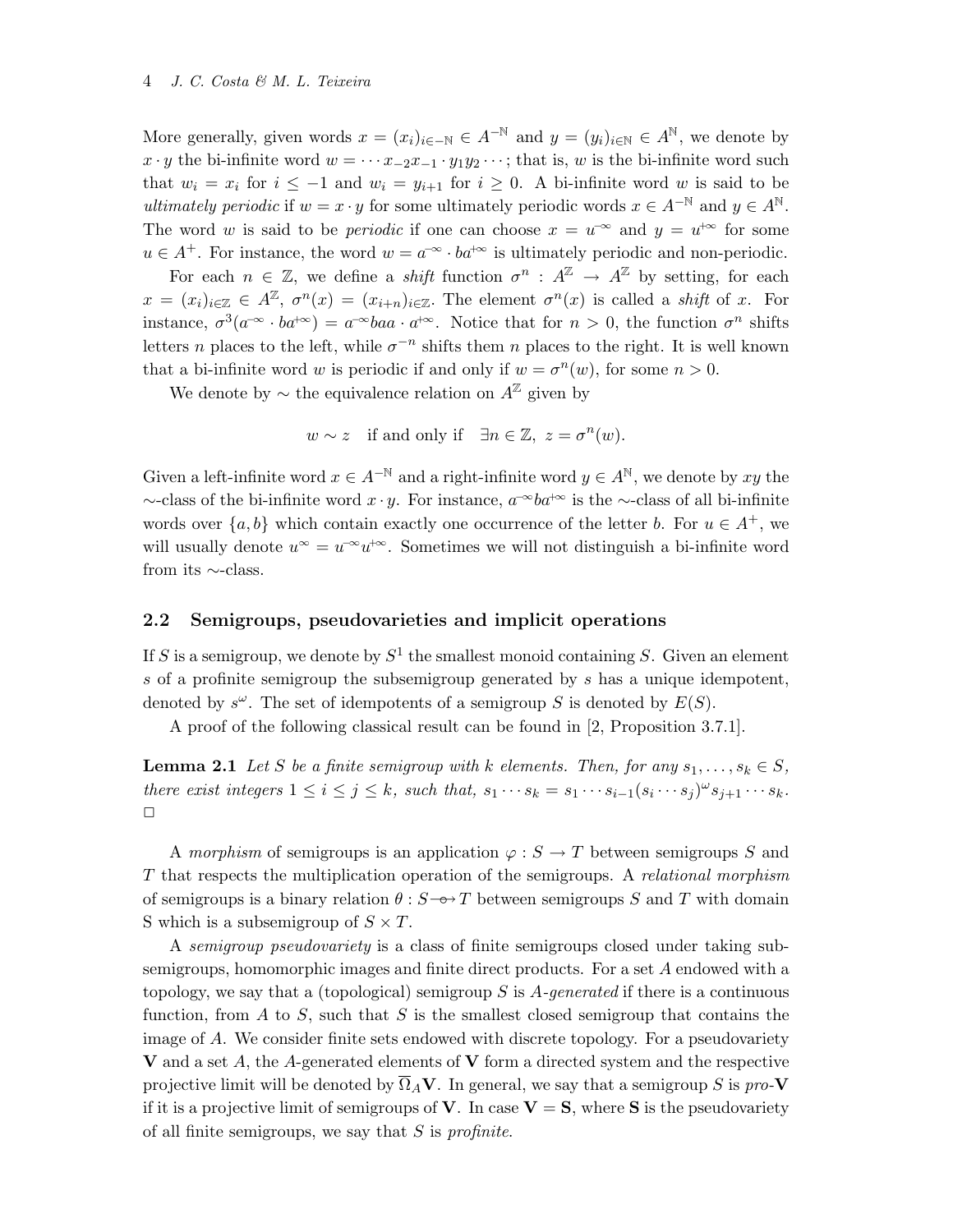More generally, given words $x = (x_i)_{i\in -\mathbb{N}} \in A^{-\mathbb{N}}$ and $y = (y_i)_{i\in\mathbb{N}} \in A^{\mathbb{N}}$, we denote by $x \cdot y$ the bi-infinite word $w = \cdots x_{-2}x_{-1} \cdot y_1y_2 \cdots$; that is, $w$ is the bi-infinite word such that $w_i = x_i$ for $i \leq -1$ and $w_i = y_{i+1}$ for $i \geq 0$. A bi-infinite word $w$ is said to be *ultimately periodic* if $w = x \cdot y$ for some ultimately periodic words $x \in A^{-\mathbb{N}}$ and $y \in A^{\mathbb{N}}$. The word $w$ is said to be *periodic* if one can choose $x = u^{-\infty}$ and $y = u^{+\infty}$ for some $u \in A^+$. For instance, the word $w = a^{-\infty} \cdot ba^{+\infty}$ is ultimately periodic and non-periodic.

For each $n \in \mathbb{Z}$, we define a *shift* function $\sigma^n : A^{\mathbb{Z}} \to A^{\mathbb{Z}}$ by setting, for each $x = (x_i)_{i\in\mathbb{Z}} \in A^{\mathbb{Z}}$, $\sigma^n(x) = (x_{i+n})_{i\in\mathbb{Z}}$. The element $\sigma^n(x)$ is called a *shift* of $x$. For instance, $\sigma^3(a^{-\infty} \cdot ba^{+\infty}) = a^{-\infty}baa \cdot a^{+\infty}$. Notice that for $n > 0$, the function $\sigma^n$ shifts letters $n$ places to the left, while $\sigma^{-n}$ shifts them $n$ places to the right. It is well known that a bi-infinite word $w$ is periodic if and only if $w = \sigma^n(w)$, for some $n > 0$.

We denote by $\sim$ the equivalence relation on $A^{\mathbb{Z}}$ given by

$$w \sim z \quad \text{if and only if} \quad \exists n \in \mathbb{Z},\ z = \sigma^n(w).$$

Given a left-infinite word $x \in A^{-\mathbb{N}}$ and a right-infinite word $y \in A^{\mathbb{N}}$, we denote by $xy$ the $\sim$-class of the bi-infinite word $x \cdot y$. For instance, $a^{-\infty}ba^{+\infty}$ is the $\sim$-class of all bi-infinite words over $\{a, b\}$ which contain exactly one occurrence of the letter $b$. For $u \in A^+$, we will usually denote $u^{\infty} = u^{-\infty}u^{+\infty}$. Sometimes we will not distinguish a bi-infinite word from its $\sim$-class.

## 2.2 Semigroups, pseudovarieties and implicit operations

If $S$ is a semigroup, we denote by $S^1$ the smallest monoid containing $S$. Given an element $s$ of a profinite semigroup the subsemigroup generated by $s$ has a unique idempotent, denoted by $s^{\omega}$. The set of idempotents of a semigroup $S$ is denoted by $E(S)$.

A proof of the following classical result can be found in [2, Proposition 3.7.1].

**Lemma 2.1** *Let $S$ be a finite semigroup with $k$ elements. Then, for any $s_1, \ldots, s_k \in S$, there exist integers $1 \leq i \leq j \leq k$, such that, $s_1 \cdots s_k = s_1 \cdots s_{i-1}(s_i \cdots s_j)^{\omega} s_{j+1} \cdots s_k$.* □

A *morphism* of semigroups is an application $\varphi : S \to T$ between semigroups $S$ and $T$ that respects the multiplication operation of the semigroups. A *relational morphism* of semigroups is a binary relation $\theta : S \multimap T$ between semigroups $S$ and $T$ with domain S which is a subsemigroup of $S \times T$.

A *semigroup pseudovariety* is a class of finite semigroups closed under taking subsemigroups, homomorphic images and finite direct products. For a set $A$ endowed with a topology, we say that a (topological) semigroup $S$ is *A-generated* if there is a continuous function, from $A$ to $S$, such that $S$ is the smallest closed semigroup that contains the image of $A$. We consider finite sets endowed with discrete topology. For a pseudovariety $\mathbf{V}$ and a set $A$, the $A$-generated elements of $\mathbf{V}$ form a directed system and the respective projective limit will be denoted by $\overline{\Omega}_A\mathbf{V}$. In general, we say that a semigroup $S$ is *pro-*$\mathbf{V}$ if it is a projective limit of semigroups of $\mathbf{V}$. In case $\mathbf{V} = \mathbf{S}$, where $\mathbf{S}$ is the pseudovariety of all finite semigroups, we say that $S$ is *profinite*.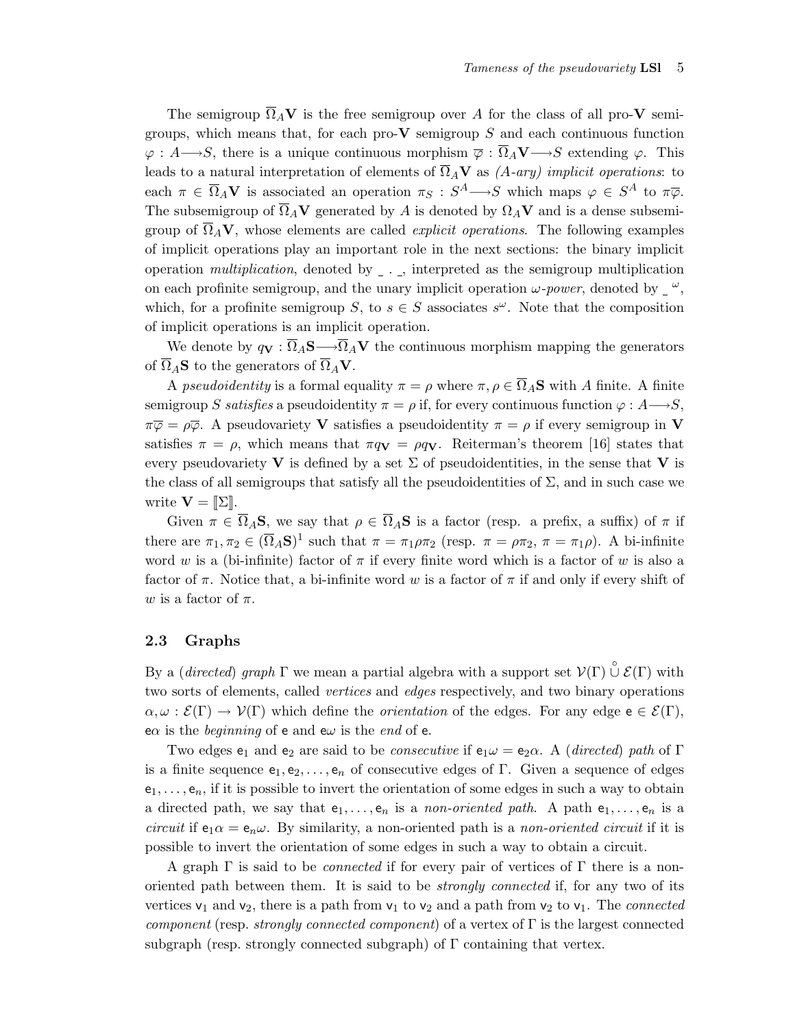The semigroup $\overline{\Omega}_A\mathbf{V}$ is the free semigroup over $A$ for the class of all pro-$\mathbf{V}$ semigroups, which means that, for each pro-$\mathbf{V}$ semigroup $S$ and each continuous function $\varphi : A \longrightarrow S$, there is a unique continuous morphism $\overline{\varphi} : \overline{\Omega}_A\mathbf{V} \longrightarrow S$ extending $\varphi$. This leads to a natural interpretation of elements of $\overline{\Omega}_A\mathbf{V}$ as *(A-ary) implicit operations*: to each $\pi \in \overline{\Omega}_A\mathbf{V}$ is associated an operation $\pi_S : S^A \longrightarrow S$ which maps $\varphi \in S^A$ to $\pi\overline{\varphi}$. The subsemigroup of $\overline{\Omega}_A\mathbf{V}$ generated by $A$ is denoted by $\Omega_A\mathbf{V}$ and is a dense subsemigroup of $\overline{\Omega}_A\mathbf{V}$, whose elements are called *explicit operations*. The following examples of implicit operations play an important role in the next sections: the binary implicit operation *multiplication*, denoted by $\_ \cdot \_$, interpreted as the semigroup multiplication on each profinite semigroup, and the unary implicit operation *ω-power*, denoted by $\_^{\,\omega}$, which, for a profinite semigroup $S$, to $s \in S$ associates $s^\omega$. Note that the composition of implicit operations is an implicit operation.

We denote by $q_{\mathbf{V}} : \overline{\Omega}_A\mathbf{S} \longrightarrow \overline{\Omega}_A\mathbf{V}$ the continuous morphism mapping the generators of $\overline{\Omega}_A\mathbf{S}$ to the generators of $\overline{\Omega}_A\mathbf{V}$.

A *pseudoidentity* is a formal equality $\pi = \rho$ where $\pi, \rho \in \overline{\Omega}_A\mathbf{S}$ with $A$ finite. A finite semigroup $S$ *satisfies* a pseudoidentity $\pi = \rho$ if, for every continuous function $\varphi : A \longrightarrow S$, $\pi\overline{\varphi} = \rho\overline{\varphi}$. A pseudovariety $\mathbf{V}$ satisfies a pseudoidentity $\pi = \rho$ if every semigroup in $\mathbf{V}$ satisfies $\pi = \rho$, which means that $\pi q_{\mathbf{V}} = \rho q_{\mathbf{V}}$. Reiterman's theorem [16] states that every pseudovariety $\mathbf{V}$ is defined by a set $\Sigma$ of pseudoidentities, in the sense that $\mathbf{V}$ is the class of all semigroups that satisfy all the pseudoidentities of $\Sigma$, and in such case we write $\mathbf{V} = [\![\Sigma]\!]$.

Given $\pi \in \overline{\Omega}_A\mathbf{S}$, we say that $\rho \in \overline{\Omega}_A\mathbf{S}$ is a factor (resp. a prefix, a suffix) of $\pi$ if there are $\pi_1, \pi_2 \in (\overline{\Omega}_A\mathbf{S})^1$ such that $\pi = \pi_1\rho\pi_2$ (resp. $\pi = \rho\pi_2$, $\pi = \pi_1\rho$). A bi-infinite word $w$ is a (bi-infinite) factor of $\pi$ if every finite word which is a factor of $w$ is also a factor of $\pi$. Notice that, a bi-infinite word $w$ is a factor of $\pi$ if and only if every shift of $w$ is a factor of $\pi$.

## 2.3 Graphs

By a (*directed*) *graph* $\Gamma$ we mean a partial algebra with a support set $\mathcal{V}(\Gamma) \mathbin{\mathring{\cup}} \mathcal{E}(\Gamma)$ with two sorts of elements, called *vertices* and *edges* respectively, and two binary operations $\alpha, \omega : \mathcal{E}(\Gamma) \to \mathcal{V}(\Gamma)$ which define the *orientation* of the edges. For any edge $\mathsf{e} \in \mathcal{E}(\Gamma)$, $\mathsf{e}\alpha$ is the *beginning* of $\mathsf{e}$ and $\mathsf{e}\omega$ is the *end* of $\mathsf{e}$.

Two edges $\mathsf{e}_1$ and $\mathsf{e}_2$ are said to be *consecutive* if $\mathsf{e}_1\omega = \mathsf{e}_2\alpha$. A (*directed*) *path* of $\Gamma$ is a finite sequence $\mathsf{e}_1, \mathsf{e}_2, \ldots, \mathsf{e}_n$ of consecutive edges of $\Gamma$. Given a sequence of edges $\mathsf{e}_1, \ldots, \mathsf{e}_n$, if it is possible to invert the orientation of some edges in such a way to obtain a directed path, we say that $\mathsf{e}_1, \ldots, \mathsf{e}_n$ is a *non-oriented path*. A path $\mathsf{e}_1, \ldots, \mathsf{e}_n$ is a *circuit* if $\mathsf{e}_1\alpha = \mathsf{e}_n\omega$. By similarity, a non-oriented path is a *non-oriented circuit* if it is possible to invert the orientation of some edges in such a way to obtain a circuit.

A graph $\Gamma$ is said to be *connected* if for every pair of vertices of $\Gamma$ there is a non-oriented path between them. It is said to be *strongly connected* if, for any two of its vertices $\mathsf{v}_1$ and $\mathsf{v}_2$, there is a path from $\mathsf{v}_1$ to $\mathsf{v}_2$ and a path from $\mathsf{v}_2$ to $\mathsf{v}_1$. The *connected component* (resp. *strongly connected component*) of a vertex of $\Gamma$ is the largest connected subgraph (resp. strongly connected subgraph) of $\Gamma$ containing that vertex.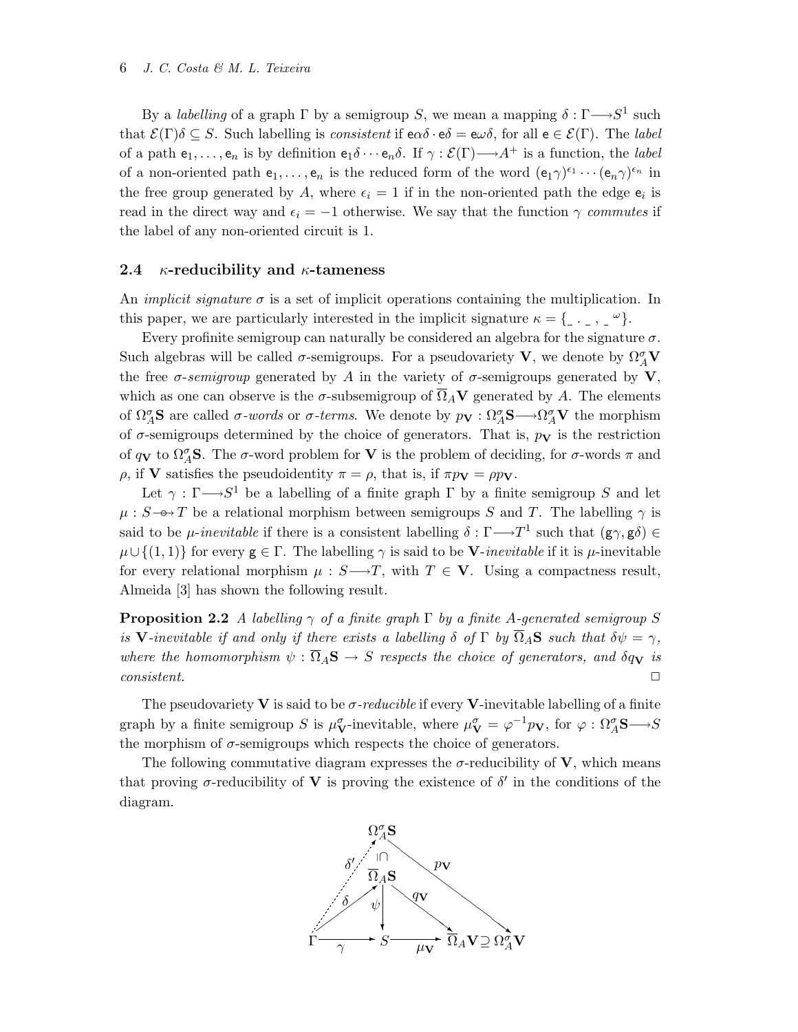By a *labelling* of a graph $\Gamma$ by a semigroup $S$, we mean a mapping $\delta : \Gamma \longrightarrow S^1$ such that $\mathcal{E}(\Gamma)\delta \subseteq S$. Such labelling is *consistent* if $\mathsf{e}\alpha\delta \cdot \mathsf{e}\delta = \mathsf{e}\omega\delta$, for all $\mathsf{e} \in \mathcal{E}(\Gamma)$. The *label* of a path $\mathsf{e}_1, \ldots, \mathsf{e}_n$ is by definition $\mathsf{e}_1\delta \cdots \mathsf{e}_n\delta$. If $\gamma : \mathcal{E}(\Gamma) \longrightarrow A^+$ is a function, the *label* of a non-oriented path $\mathsf{e}_1, \ldots, \mathsf{e}_n$ is the reduced form of the word $(\mathsf{e}_1\gamma)^{\epsilon_1} \cdots (\mathsf{e}_n\gamma)^{\epsilon_n}$ in the free group generated by $A$, where $\epsilon_i = 1$ if in the non-oriented path the edge $\mathsf{e}_i$ is read in the direct way and $\epsilon_i = -1$ otherwise. We say that the function $\gamma$ *commutes* if the label of any non-oriented circuit is 1.

### 2.4 $\kappa$-reducibility and $\kappa$-tameness

An *implicit signature* $\sigma$ is a set of implicit operations containing the multiplication. In this paper, we are particularly interested in the implicit signature $\kappa = \{\_ \cdot \_ , \_^{\omega}\}$.

Every profinite semigroup can naturally be considered an algebra for the signature $\sigma$. Such algebras will be called $\sigma$-semigroups. For a pseudovariety $\mathbf{V}$, we denote by $\Omega_A^\sigma\mathbf{V}$ the free $\sigma$-*semigroup* generated by $A$ in the variety of $\sigma$-semigroups generated by $\mathbf{V}$, which as one can observe is the $\sigma$-subsemigroup of $\overline{\Omega}_A\mathbf{V}$ generated by $A$. The elements of $\Omega_A^\sigma\mathbf{S}$ are called $\sigma$-*words* or $\sigma$-*terms*. We denote by $p_\mathbf{V} : \Omega_A^\sigma\mathbf{S} \longrightarrow \Omega_A^\sigma\mathbf{V}$ the morphism of $\sigma$-semigroups determined by the choice of generators. That is, $p_\mathbf{V}$ is the restriction of $q_\mathbf{V}$ to $\Omega_A^\sigma\mathbf{S}$. The $\sigma$-word problem for $\mathbf{V}$ is the problem of deciding, for $\sigma$-words $\pi$ and $\rho$, if $\mathbf{V}$ satisfies the pseudoidentity $\pi = \rho$, that is, if $\pi p_\mathbf{V} = \rho p_\mathbf{V}$.

Let $\gamma : \Gamma \longrightarrow S^1$ be a labelling of a finite graph $\Gamma$ by a finite semigroup $S$ and let $\mu : S \multimap T$ be a relational morphism between semigroups $S$ and $T$. The labelling $\gamma$ is said to be $\mu$-*inevitable* if there is a consistent labelling $\delta : \Gamma \longrightarrow T^1$ such that $(\mathsf{g}\gamma, \mathsf{g}\delta) \in \mu \cup \{(1,1)\}$ for every $\mathsf{g} \in \Gamma$. The labelling $\gamma$ is said to be $\mathbf{V}$-*inevitable* if it is $\mu$-inevitable for every relational morphism $\mu : S \longrightarrow T$, with $T \in \mathbf{V}$. Using a compactness result, Almeida [3] has shown the following result.

**Proposition 2.2** *A labelling $\gamma$ of a finite graph $\Gamma$ by a finite $A$-generated semigroup $S$ is $\mathbf{V}$-inevitable if and only if there exists a labelling $\delta$ of $\Gamma$ by $\overline{\Omega}_A\mathbf{S}$ such that $\delta\psi = \gamma$, where the homomorphism $\psi : \overline{\Omega}_A\mathbf{S} \to S$ respects the choice of generators, and $\delta q_\mathbf{V}$ is consistent.* □

The pseudovariety $\mathbf{V}$ is said to be $\sigma$-*reducible* if every $\mathbf{V}$-inevitable labelling of a finite graph by a finite semigroup $S$ is $\mu_\mathbf{V}^\sigma$-inevitable, where $\mu_\mathbf{V}^\sigma = \varphi^{-1}p_\mathbf{V}$, for $\varphi : \Omega_A^\sigma\mathbf{S} \longrightarrow S$ the morphism of $\sigma$-semigroups which respects the choice of generators.

The following commutative diagram expresses the $\sigma$-reducibility of $\mathbf{V}$, which means that proving $\sigma$-reducibility of $\mathbf{V}$ is proving the existence of $\delta'$ in the conditions of the diagram.

$$
\begin{array}{ccccc}
 & & \Omega_A^\sigma\mathbf{S} & & \\
 & \overset{\delta'}{\nearrow} & \cap\!\shortmid & \searrow^{p_\mathbf{V}} & \\
 & & \overline{\Omega}_A\mathbf{S} & & \\
 & \overset{\delta}{\nearrow} & \downarrow\psi & \searrow^{q_\mathbf{V}} & \\
\Gamma & \xrightarrow{\gamma} & S & \xrightarrow{\mu_\mathbf{V}} & \overline{\Omega}_A\mathbf{V} \supseteq \Omega_A^\sigma\mathbf{V}
\end{array}
$$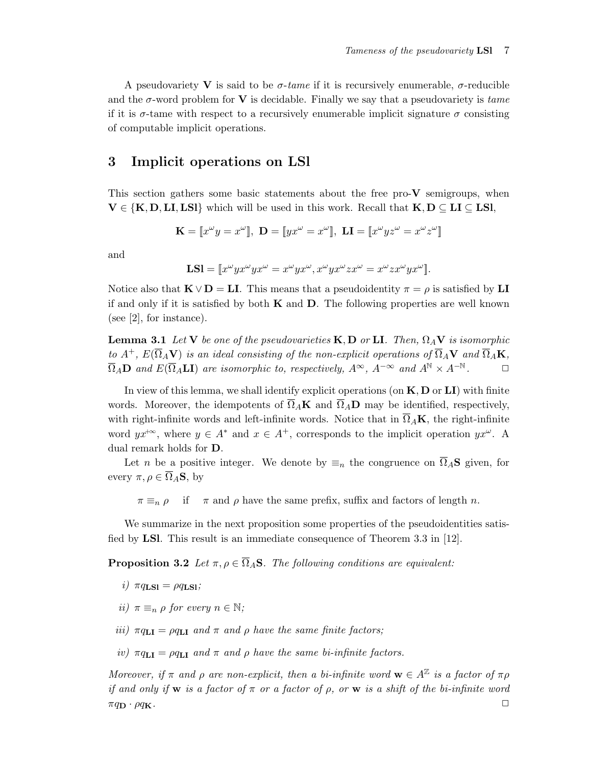A pseudovariety $\mathbf{V}$ is said to be *$\sigma$-tame* if it is recursively enumerable, $\sigma$-reducible and the $\sigma$-word problem for $\mathbf{V}$ is decidable. Finally we say that a pseudovariety is *tame* if it is $\sigma$-tame with respect to a recursively enumerable implicit signature $\sigma$ consisting of computable implicit operations.

## 3 Implicit operations on LSl

This section gathers some basic statements about the free pro-$\mathbf{V}$ semigroups, when $\mathbf{V} \in \{\mathbf{K}, \mathbf{D}, \mathbf{LI}, \mathbf{LSl}\}$ which will be used in this work. Recall that $\mathbf{K}, \mathbf{D} \subseteq \mathbf{LI} \subseteq \mathbf{LSl}$,

$$\mathbf{K} = [\![x^\omega y = x^\omega]\!],\ \mathbf{D} = [\![yx^\omega = x^\omega]\!],\ \mathbf{LI} = [\![x^\omega y z^\omega = x^\omega z^\omega]\!]$$

and

$$\mathbf{LSl} = [\![x^\omega y x^\omega y x^\omega = x^\omega y x^\omega, x^\omega y x^\omega z x^\omega = x^\omega z x^\omega y x^\omega]\!].$$

Notice also that $\mathbf{K} \vee \mathbf{D} = \mathbf{LI}$. This means that a pseudoidentity $\pi = \rho$ is satisfied by $\mathbf{LI}$ if and only if it is satisfied by both $\mathbf{K}$ and $\mathbf{D}$. The following properties are well known (see [2], for instance).

**Lemma 3.1** *Let $\mathbf{V}$ be one of the pseudovarieties $\mathbf{K}, \mathbf{D}$ or $\mathbf{LI}$. Then, $\Omega_A\mathbf{V}$ is isomorphic to $A^+$, $E(\overline{\Omega}_A\mathbf{V})$ is an ideal consisting of the non-explicit operations of $\overline{\Omega}_A\mathbf{V}$ and $\overline{\Omega}_A\mathbf{K}$, $\overline{\Omega}_A\mathbf{D}$ and $E(\overline{\Omega}_A\mathbf{LI})$ are isomorphic to, respectively, $A^\infty$, $A^{-\infty}$ and $A^{\mathbb{N}} \times A^{-\mathbb{N}}$.* □

In view of this lemma, we shall identify explicit operations (on $\mathbf{K}, \mathbf{D}$ or $\mathbf{LI}$) with finite words. Moreover, the idempotents of $\overline{\Omega}_A\mathbf{K}$ and $\overline{\Omega}_A\mathbf{D}$ may be identified, respectively, with right-infinite words and left-infinite words. Notice that in $\overline{\Omega}_A\mathbf{K}$, the right-infinite word $yx^{+\infty}$, where $y \in A^*$ and $x \in A^+$, corresponds to the implicit operation $yx^\omega$. A dual remark holds for $\mathbf{D}$.

Let $n$ be a positive integer. We denote by $\equiv_n$ the congruence on $\overline{\Omega}_A\mathbf{S}$ given, for every $\pi, \rho \in \overline{\Omega}_A\mathbf{S}$, by

$\pi \equiv_n \rho$ if $\pi$ and $\rho$ have the same prefix, suffix and factors of length $n$.

We summarize in the next proposition some properties of the pseudoidentities satisfied by $\mathbf{LSl}$. This result is an immediate consequence of Theorem 3.3 in [12].

**Proposition 3.2** *Let $\pi, \rho \in \overline{\Omega}_A\mathbf{S}$. The following conditions are equivalent:*

*i)* $\pi q_{\mathbf{LSl}} = \rho q_{\mathbf{LSl}}$;

*ii)* $\pi \equiv_n \rho$ *for every* $n \in \mathbb{N}$;

*iii)* $\pi q_{\mathbf{LI}} = \rho q_{\mathbf{LI}}$ *and $\pi$ and $\rho$ have the same finite factors;*

*iv)* $\pi q_{\mathbf{LI}} = \rho q_{\mathbf{LI}}$ *and $\pi$ and $\rho$ have the same bi-infinite factors.*

*Moreover, if $\pi$ and $\rho$ are non-explicit, then a bi-infinite word $\mathbf{w} \in A^{\mathbb{Z}}$ is a factor of $\pi\rho$ if and only if $\mathbf{w}$ is a factor of $\pi$ or a factor of $\rho$, or $\mathbf{w}$ is a shift of the bi-infinite word $\pi q_{\mathbf{D}} \cdot \rho q_{\mathbf{K}}$.* □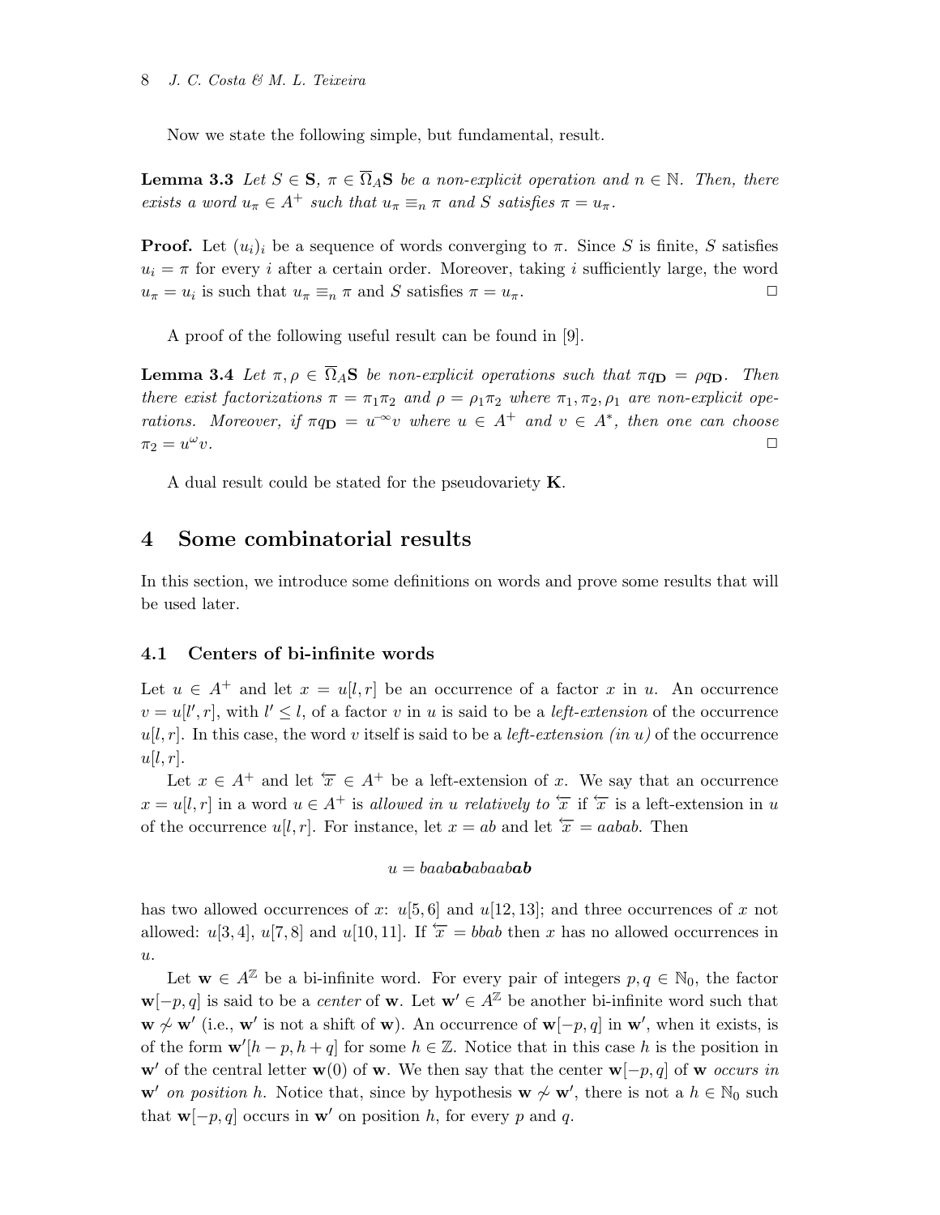Now we state the following simple, but fundamental, result.

**Lemma 3.3** *Let $S \in \mathbf{S}$, $\pi \in \overline{\Omega}_A\mathbf{S}$ be a non-explicit operation and $n \in \mathbb{N}$. Then, there exists a word $u_\pi \in A^+$ such that $u_\pi \equiv_n \pi$ and $S$ satisfies $\pi = u_\pi$.*

**Proof.** Let $(u_i)_i$ be a sequence of words converging to $\pi$. Since $S$ is finite, $S$ satisfies $u_i = \pi$ for every $i$ after a certain order. Moreover, taking $i$ sufficiently large, the word $u_\pi = u_i$ is such that $u_\pi \equiv_n \pi$ and $S$ satisfies $\pi = u_\pi$. $\square$

A proof of the following useful result can be found in [9].

**Lemma 3.4** *Let $\pi, \rho \in \overline{\Omega}_A\mathbf{S}$ be non-explicit operations such that $\pi q_{\mathbf{D}} = \rho q_{\mathbf{D}}$. Then there exist factorizations $\pi = \pi_1\pi_2$ and $\rho = \rho_1\pi_2$ where $\pi_1, \pi_2, \rho_1$ are non-explicit operations. Moreover, if $\pi q_{\mathbf{D}} = u^{-\infty}v$ where $u \in A^+$ and $v \in A^*$, then one can choose $\pi_2 = u^\omega v$.* $\square$

A dual result could be stated for the pseudovariety $\mathbf{K}$.

# 4 Some combinatorial results

In this section, we introduce some definitions on words and prove some results that will be used later.

## 4.1 Centers of bi-infinite words

Let $u \in A^+$ and let $x = u[l, r]$ be an occurrence of a factor $x$ in $u$. An occurrence $v = u[l', r]$, with $l' \leq l$, of a factor $v$ in $u$ is said to be a *left-extension* of the occurrence $u[l, r]$. In this case, the word $v$ itself is said to be a *left-extension (in $u$)* of the occurrence $u[l, r]$.

Let $x \in A^+$ and let $\overleftarrow{x} \in A^+$ be a left-extension of $x$. We say that an occurrence $x = u[l, r]$ in a word $u \in A^+$ is *allowed in $u$ relatively to* $\overleftarrow{x}$ if $\overleftarrow{x}$ is a left-extension in $u$ of the occurrence $u[l, r]$. For instance, let $x = ab$ and let $\overleftarrow{x} = aabab$. Then

$$u = baab\boldsymbol{ab}abaab\boldsymbol{ab}$$

has two allowed occurrences of $x$: $u[5, 6]$ and $u[12, 13]$; and three occurrences of $x$ not allowed: $u[3, 4]$, $u[7, 8]$ and $u[10, 11]$. If $\overleftarrow{x} = bbab$ then $x$ has no allowed occurrences in $u$.

Let $\mathbf{w} \in A^{\mathbb{Z}}$ be a bi-infinite word. For every pair of integers $p, q \in \mathbb{N}_0$, the factor $\mathbf{w}[-p, q]$ is said to be a *center* of $\mathbf{w}$. Let $\mathbf{w}' \in A^{\mathbb{Z}}$ be another bi-infinite word such that $\mathbf{w} \not\sim \mathbf{w}'$ (i.e., $\mathbf{w}'$ is not a shift of $\mathbf{w}$). An occurrence of $\mathbf{w}[-p, q]$ in $\mathbf{w}'$, when it exists, is of the form $\mathbf{w}'[h - p, h + q]$ for some $h \in \mathbb{Z}$. Notice that in this case $h$ is the position in $\mathbf{w}'$ of the central letter $\mathbf{w}(0)$ of $\mathbf{w}$. We then say that the center $\mathbf{w}[-p, q]$ of $\mathbf{w}$ *occurs in* $\mathbf{w}'$ *on position* $h$. Notice that, since by hypothesis $\mathbf{w} \not\sim \mathbf{w}'$, there is not a $h \in \mathbb{N}_0$ such that $\mathbf{w}[-p, q]$ occurs in $\mathbf{w}'$ on position $h$, for every $p$ and $q$.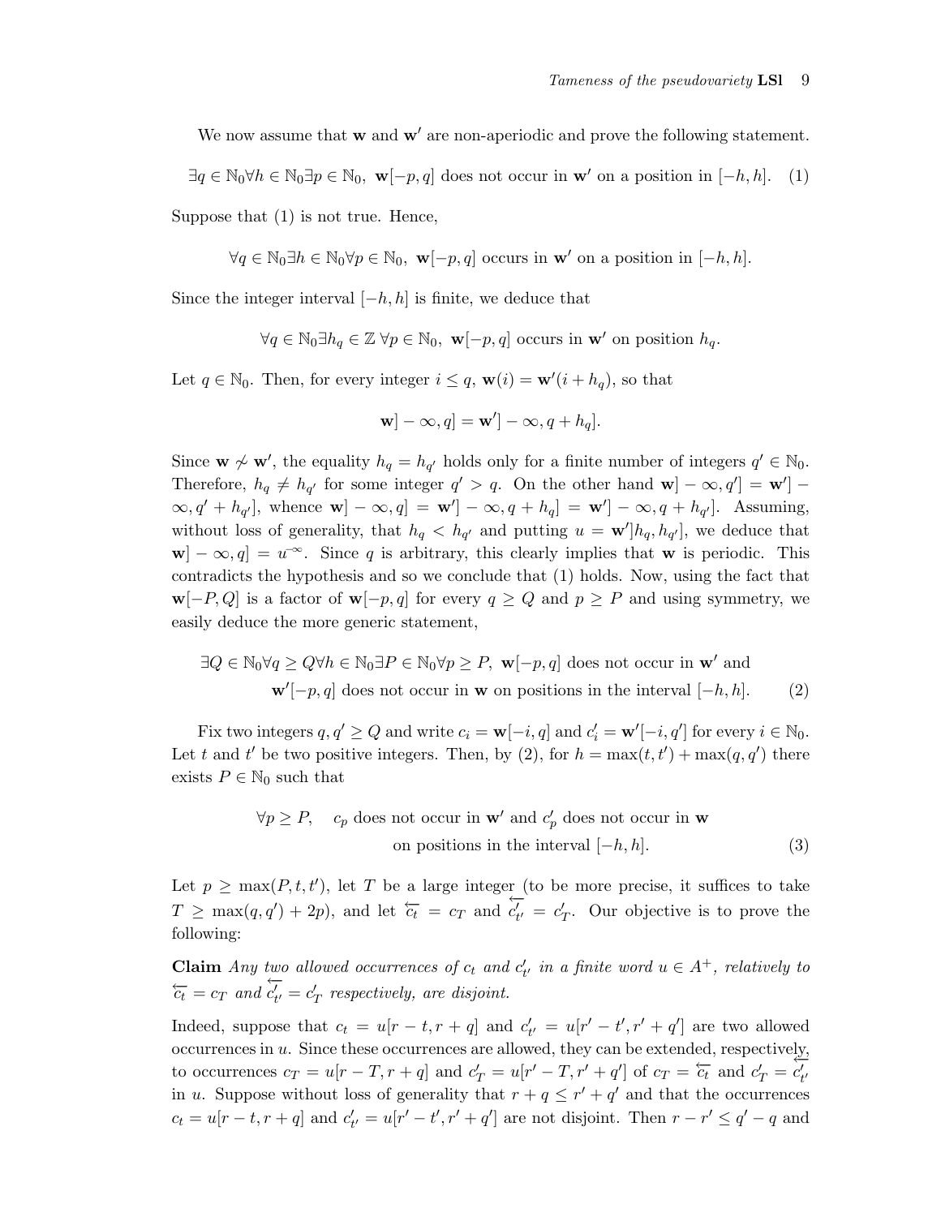We now assume that $\mathbf{w}$ and $\mathbf{w}'$ are non-aperiodic and prove the following statement.

$$\exists q \in \mathbb{N}_0 \forall h \in \mathbb{N}_0 \exists p \in \mathbb{N}_0,\ \mathbf{w}[-p,q] \text{ does not occur in } \mathbf{w}' \text{ on a position in } [-h,h]. \quad (1)$$

Suppose that (1) is not true. Hence,

$$\forall q \in \mathbb{N}_0 \exists h \in \mathbb{N}_0 \forall p \in \mathbb{N}_0,\ \mathbf{w}[-p,q] \text{ occurs in } \mathbf{w}' \text{ on a position in } [-h,h].$$

Since the integer interval $[-h,h]$ is finite, we deduce that

$$\forall q \in \mathbb{N}_0 \exists h_q \in \mathbb{Z}\ \forall p \in \mathbb{N}_0,\ \mathbf{w}[-p,q] \text{ occurs in } \mathbf{w}' \text{ on position } h_q.$$

Let $q \in \mathbb{N}_0$. Then, for every integer $i \leq q$, $\mathbf{w}(i) = \mathbf{w}'(i + h_q)$, so that

$$\mathbf{w}]-\infty,q] = \mathbf{w}']-\infty,q+h_q].$$

Since $\mathbf{w} \not\sim \mathbf{w}'$, the equality $h_q = h_{q'}$ holds only for a finite number of integers $q' \in \mathbb{N}_0$. Therefore, $h_q \neq h_{q'}$ for some integer $q' > q$. On the other hand $\mathbf{w}]-\infty,q'] = \mathbf{w}']-\infty,q'+h_{q'}]$, whence $\mathbf{w}]-\infty,q] = \mathbf{w}']-\infty,q+h_q] = \mathbf{w}']-\infty,q+h_{q'}]$. Assuming, without loss of generality, that $h_q < h_{q'}$ and putting $u = \mathbf{w}']h_q,h_{q'}]$, we deduce that $\mathbf{w}]-\infty,q] = u^{-\infty}$. Since $q$ is arbitrary, this clearly implies that $\mathbf{w}$ is periodic. This contradicts the hypothesis and so we conclude that (1) holds. Now, using the fact that $\mathbf{w}[-P,Q]$ is a factor of $\mathbf{w}[-p,q]$ for every $q \geq Q$ and $p \geq P$ and using symmetry, we easily deduce the more generic statement,

$$\begin{aligned}\exists Q \in \mathbb{N}_0 \forall q \geq Q \forall h \in \mathbb{N}_0 \exists P \in \mathbb{N}_0 \forall p \geq P,\ & \mathbf{w}[-p,q] \text{ does not occur in } \mathbf{w}' \text{ and} \\ & \mathbf{w}'[-p,q] \text{ does not occur in } \mathbf{w} \text{ on positions in the interval } [-h,h]. \end{aligned} \quad (2)$$

Fix two integers $q, q' \geq Q$ and write $c_i = \mathbf{w}[-i,q]$ and $c'_i = \mathbf{w}'[-i,q']$ for every $i \in \mathbb{N}_0$. Let $t$ and $t'$ be two positive integers. Then, by (2), for $h = \max(t,t') + \max(q,q')$ there exists $P \in \mathbb{N}_0$ such that

$$\begin{aligned}\forall p \geq P, \quad & c_p \text{ does not occur in } \mathbf{w}' \text{ and } c'_p \text{ does not occur in } \mathbf{w} \\ & \text{on positions in the interval } [-h,h]. \end{aligned} \quad (3)$$

Let $p \geq \max(P,t,t')$, let $T$ be a large integer (to be more precise, it suffices to take $T \geq \max(q,q') + 2p$), and let $\overleftarrow{c_t} = c_T$ and $\overleftarrow{c'_{t'}} = c'_T$. Our objective is to prove the following:

**Claim** *Any two allowed occurrences of $c_t$ and $c'_{t'}$ in a finite word $u \in A^+$, relatively to $\overleftarrow{c_t} = c_T$ and $\overleftarrow{c'_{t'}} = c'_T$ respectively, are disjoint.*

Indeed, suppose that $c_t = u[r-t, r+q]$ and $c'_{t'} = u[r'-t', r'+q']$ are two allowed occurrences in $u$. Since these occurrences are allowed, they can be extended, respectively, to occurrences $c_T = u[r-T, r+q]$ and $c'_T = u[r'-T, r'+q']$ of $c_T = \overleftarrow{c_t}$ and $c'_T = \overleftarrow{c'_{t'}}$ in $u$. Suppose without loss of generality that $r+q \leq r'+q'$ and that the occurrences $c_t = u[r-t, r+q]$ and $c'_{t'} = u[r'-t', r'+q']$ are not disjoint. Then $r - r' \leq q' - q$ and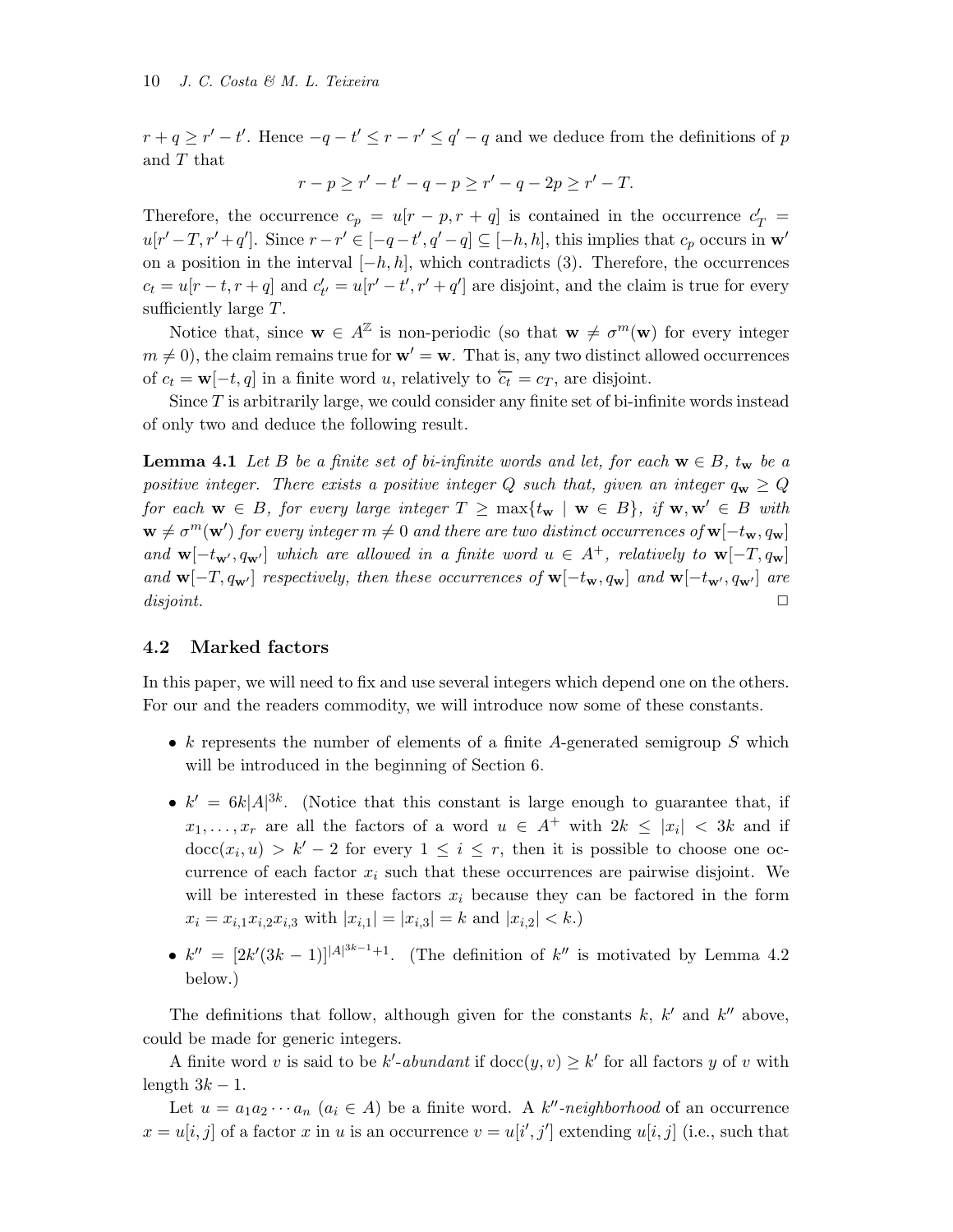$r + q \geq r' - t'$. Hence $-q - t' \leq r - r' \leq q' - q$ and we deduce from the definitions of $p$ and $T$ that

$$r - p \geq r' - t' - q - p \geq r' - q - 2p \geq r' - T.$$

Therefore, the occurrence $c_p = u[r - p, r + q]$ is contained in the occurrence $c'_T = u[r' - T, r' + q']$. Since $r - r' \in [-q - t', q' - q] \subseteq [-h, h]$, this implies that $c_p$ occurs in $\mathbf{w}'$ on a position in the interval $[-h, h]$, which contradicts (3). Therefore, the occurrences $c_t = u[r - t, r + q]$ and $c'_{t'} = u[r' - t', r' + q']$ are disjoint, and the claim is true for every sufficiently large $T$.

Notice that, since $\mathbf{w} \in A^{\mathbb{Z}}$ is non-periodic (so that $\mathbf{w} \neq \sigma^m(\mathbf{w})$ for every integer $m \neq 0$), the claim remains true for $\mathbf{w}' = \mathbf{w}$. That is, any two distinct allowed occurrences of $c_t = \mathbf{w}[-t, q]$ in a finite word $u$, relatively to $\overleftarrow{c_t} = c_T$, are disjoint.

Since $T$ is arbitrarily large, we could consider any finite set of bi-infinite words instead of only two and deduce the following result.

**Lemma 4.1** *Let $B$ be a finite set of bi-infinite words and let, for each $\mathbf{w} \in B$, $t_{\mathbf{w}}$ be a positive integer. There exists a positive integer $Q$ such that, given an integer $q_{\mathbf{w}} \geq Q$ for each $\mathbf{w} \in B$, for every large integer $T \geq \max\{t_{\mathbf{w}} \mid \mathbf{w} \in B\}$, if $\mathbf{w}, \mathbf{w}' \in B$ with $\mathbf{w} \neq \sigma^m(\mathbf{w}')$ for every integer $m \neq 0$ and there are two distinct occurrences of $\mathbf{w}[-t_{\mathbf{w}}, q_{\mathbf{w}}]$ and $\mathbf{w}[-t_{\mathbf{w}'}, q_{\mathbf{w}'}]$ which are allowed in a finite word $u \in A^+$, relatively to $\mathbf{w}[-T, q_{\mathbf{w}}]$ and $\mathbf{w}[-T, q_{\mathbf{w}'}]$ respectively, then these occurrences of $\mathbf{w}[-t_{\mathbf{w}}, q_{\mathbf{w}}]$ and $\mathbf{w}[-t_{\mathbf{w}'}, q_{\mathbf{w}'}]$ are disjoint.* □

## 4.2 Marked factors

In this paper, we will need to fix and use several integers which depend one on the others. For our and the readers commodity, we will introduce now some of these constants.

- $k$ represents the number of elements of a finite $A$-generated semigroup $S$ which will be introduced in the beginning of Section 6.
- $k' = 6k|A|^{3k}$. (Notice that this constant is large enough to guarantee that, if $x_1, \ldots, x_r$ are all the factors of a word $u \in A^+$ with $2k \leq |x_i| < 3k$ and if $\mathrm{docc}(x_i, u) > k' - 2$ for every $1 \leq i \leq r$, then it is possible to choose one occurrence of each factor $x_i$ such that these occurrences are pairwise disjoint. We will be interested in these factors $x_i$ because they can be factored in the form $x_i = x_{i,1}x_{i,2}x_{i,3}$ with $|x_{i,1}| = |x_{i,3}| = k$ and $|x_{i,2}| < k$.)
- $k'' = [2k'(3k-1)]^{|A|^{3k-1}+1}$. (The definition of $k''$ is motivated by Lemma 4.2 below.)

The definitions that follow, although given for the constants $k$, $k'$ and $k''$ above, could be made for generic integers.

A finite word $v$ is said to be *$k'$-abundant* if $\mathrm{docc}(y, v) \geq k'$ for all factors $y$ of $v$ with length $3k - 1$.

Let $u = a_1 a_2 \cdots a_n$ ($a_i \in A$) be a finite word. A *$k''$-neighborhood* of an occurrence $x = u[i, j]$ of a factor $x$ in $u$ is an occurrence $v = u[i', j']$ extending $u[i, j]$ (i.e., such that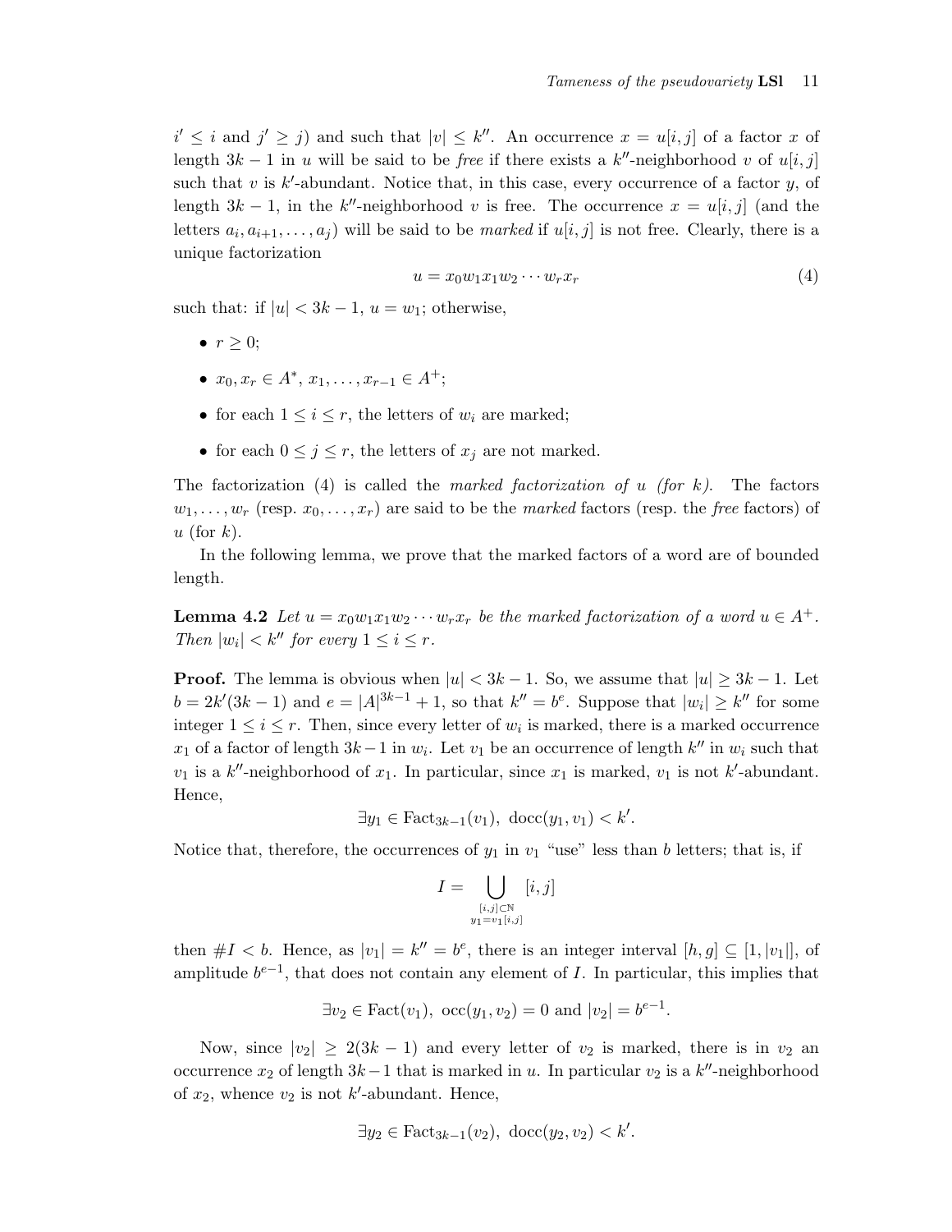$i' \leq i$ and $j' \geq j$) and such that $|v| \leq k''$. An occurrence $x = u[i,j]$ of a factor $x$ of length $3k-1$ in $u$ will be said to be *free* if there exists a $k''$-neighborhood $v$ of $u[i,j]$ such that $v$ is $k'$-abundant. Notice that, in this case, every occurrence of a factor $y$, of length $3k-1$, in the $k''$-neighborhood $v$ is free. The occurrence $x = u[i,j]$ (and the letters $a_i, a_{i+1}, \ldots, a_j$) will be said to be *marked* if $u[i,j]$ is not free. Clearly, there is a unique factorization

$$u = x_0 w_1 x_1 w_2 \cdots w_r x_r \tag{4}$$

such that: if $|u| < 3k-1$, $u = w_1$; otherwise,

- $r \geq 0$;
- $x_0, x_r \in A^*$, $x_1, \ldots, x_{r-1} \in A^+$;
- for each $1 \leq i \leq r$, the letters of $w_i$ are marked;
- for each $0 \leq j \leq r$, the letters of $x_j$ are not marked.

The factorization (4) is called the *marked factorization of $u$ (for $k$)*. The factors $w_1, \ldots, w_r$ (resp. $x_0, \ldots, x_r$) are said to be the *marked* factors (resp. the *free* factors) of $u$ (for $k$).

In the following lemma, we prove that the marked factors of a word are of bounded length.

**Lemma 4.2** *Let $u = x_0 w_1 x_1 w_2 \cdots w_r x_r$ be the marked factorization of a word $u \in A^+$. Then $|w_i| < k''$ for every $1 \leq i \leq r$.*

**Proof.** The lemma is obvious when $|u| < 3k-1$. So, we assume that $|u| \geq 3k-1$. Let $b = 2k'(3k-1)$ and $e = |A|^{3k-1} + 1$, so that $k'' = b^e$. Suppose that $|w_i| \geq k''$ for some integer $1 \leq i \leq r$. Then, since every letter of $w_i$ is marked, there is a marked occurrence $x_1$ of a factor of length $3k-1$ in $w_i$. Let $v_1$ be an occurrence of length $k''$ in $w_i$ such that $v_1$ is a $k''$-neighborhood of $x_1$. In particular, since $x_1$ is marked, $v_1$ is not $k'$-abundant. Hence,

$$\exists y_1 \in \mathrm{Fact}_{3k-1}(v_1),\ \mathrm{docc}(y_1, v_1) < k'.$$

Notice that, therefore, the occurrences of $y_1$ in $v_1$ "use" less than $b$ letters; that is, if

$$I = \bigcup_{\substack{[i,j] \subset \mathbb{N} \\ y_1 = v_1[i,j]}} [i,j]$$

then $\#I < b$. Hence, as $|v_1| = k'' = b^e$, there is an integer interval $[h,g] \subseteq [1, |v_1|]$, of amplitude $b^{e-1}$, that does not contain any element of $I$. In particular, this implies that

$$\exists v_2 \in \mathrm{Fact}(v_1),\ \mathrm{occ}(y_1, v_2) = 0 \text{ and } |v_2| = b^{e-1}.$$

Now, since $|v_2| \geq 2(3k-1)$ and every letter of $v_2$ is marked, there is in $v_2$ an occurrence $x_2$ of length $3k-1$ that is marked in $u$. In particular $v_2$ is a $k''$-neighborhood of $x_2$, whence $v_2$ is not $k'$-abundant. Hence,

$$\exists y_2 \in \mathrm{Fact}_{3k-1}(v_2),\ \mathrm{docc}(y_2, v_2) < k'.$$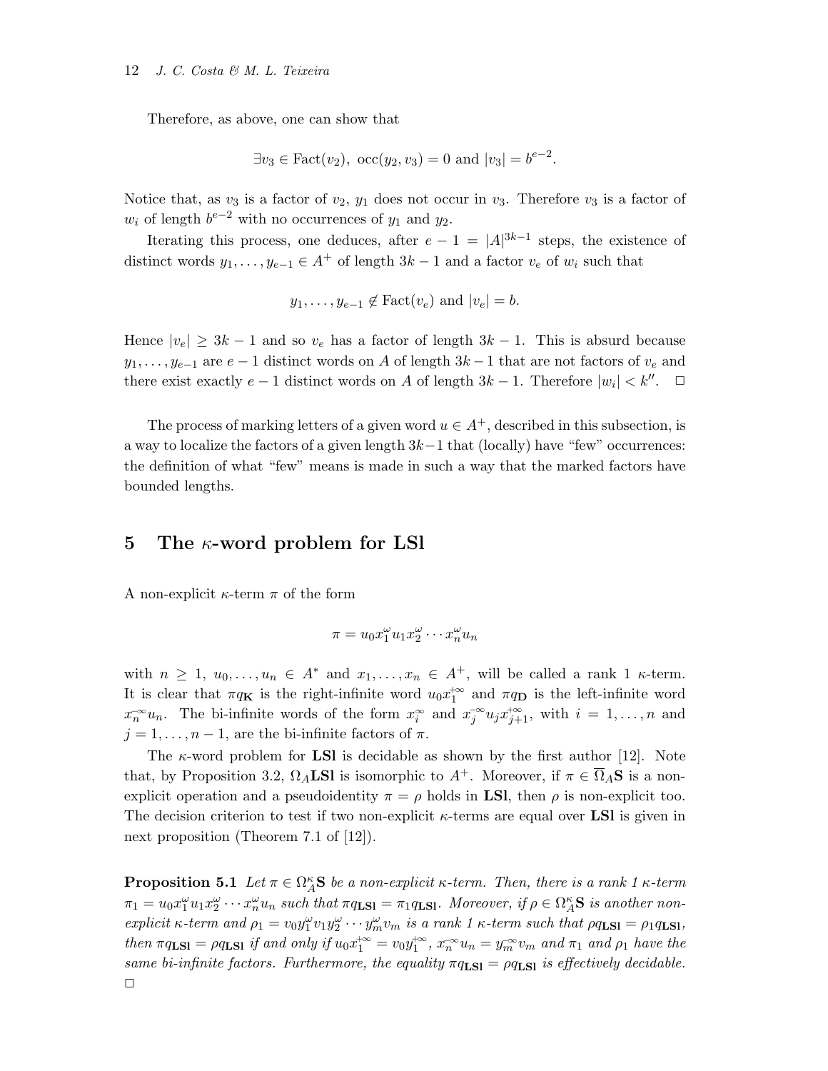Therefore, as above, one can show that

$$\exists v_3 \in \text{Fact}(v_2),\ \text{occ}(y_2, v_3) = 0 \text{ and } |v_3| = b^{e-2}.$$

Notice that, as $v_3$ is a factor of $v_2$, $y_1$ does not occur in $v_3$. Therefore $v_3$ is a factor of $w_i$ of length $b^{e-2}$ with no occurrences of $y_1$ and $y_2$.

Iterating this process, one deduces, after $e-1 = |A|^{3k-1}$ steps, the existence of distinct words $y_1, \ldots, y_{e-1} \in A^+$ of length $3k-1$ and a factor $v_e$ of $w_i$ such that

$$y_1, \ldots, y_{e-1} \notin \text{Fact}(v_e) \text{ and } |v_e| = b.$$

Hence $|v_e| \geq 3k-1$ and so $v_e$ has a factor of length $3k-1$. This is absurd because $y_1, \ldots, y_{e-1}$ are $e-1$ distinct words on $A$ of length $3k-1$ that are not factors of $v_e$ and there exist exactly $e-1$ distinct words on $A$ of length $3k-1$. Therefore $|w_i| < k''$. □

The process of marking letters of a given word $u \in A^+$, described in this subsection, is a way to localize the factors of a given length $3k-1$ that (locally) have "few" occurrences: the definition of what "few" means is made in such a way that the marked factors have bounded lengths.

## 5 The $\kappa$-word problem for LSl

A non-explicit $\kappa$-term $\pi$ of the form

$$\pi = u_0 x_1^\omega u_1 x_2^\omega \cdots x_n^\omega u_n$$

with $n \geq 1$, $u_0, \ldots, u_n \in A^*$ and $x_1, \ldots, x_n \in A^+$, will be called a rank 1 $\kappa$-term. It is clear that $\pi q_{\mathbf{K}}$ is the right-infinite word $u_0 x_1^{+\infty}$ and $\pi q_{\mathbf{D}}$ is the left-infinite word $x_n^{-\infty} u_n$. The bi-infinite words of the form $x_i^\infty$ and $x_j^{-\infty} u_j x_{j+1}^{+\infty}$, with $i = 1, \ldots, n$ and $j = 1, \ldots, n-1$, are the bi-infinite factors of $\pi$.

The $\kappa$-word problem for **LSl** is decidable as shown by the first author [12]. Note that, by Proposition 3.2, $\Omega_A\mathbf{LSl}$ is isomorphic to $A^+$. Moreover, if $\pi \in \overline{\Omega}_A\mathbf{S}$ is a non-explicit operation and a pseudoidentity $\pi = \rho$ holds in **LSl**, then $\rho$ is non-explicit too. The decision criterion to test if two non-explicit $\kappa$-terms are equal over **LSl** is given in next proposition (Theorem 7.1 of [12]).

**Proposition 5.1** *Let $\pi \in \Omega_A^\kappa\mathbf{S}$ be a non-explicit $\kappa$-term. Then, there is a rank 1 $\kappa$-term $\pi_1 = u_0 x_1^\omega u_1 x_2^\omega \cdots x_n^\omega u_n$ such that $\pi q_{\mathbf{LSl}} = \pi_1 q_{\mathbf{LSl}}$. Moreover, if $\rho \in \Omega_A^\kappa\mathbf{S}$ is another non-explicit $\kappa$-term and $\rho_1 = v_0 y_1^\omega v_1 y_2^\omega \cdots y_m^\omega v_m$ is a rank 1 $\kappa$-term such that $\rho q_{\mathbf{LSl}} = \rho_1 q_{\mathbf{LSl}}$, then $\pi q_{\mathbf{LSl}} = \rho q_{\mathbf{LSl}}$ if and only if $u_0 x_1^{+\infty} = v_0 y_1^{+\infty}$, $x_n^{-\infty} u_n = y_m^{-\infty} v_m$ and $\pi_1$ and $\rho_1$ have the same bi-infinite factors. Furthermore, the equality $\pi q_{\mathbf{LSl}} = \rho q_{\mathbf{LSl}}$ is effectively decidable.*
□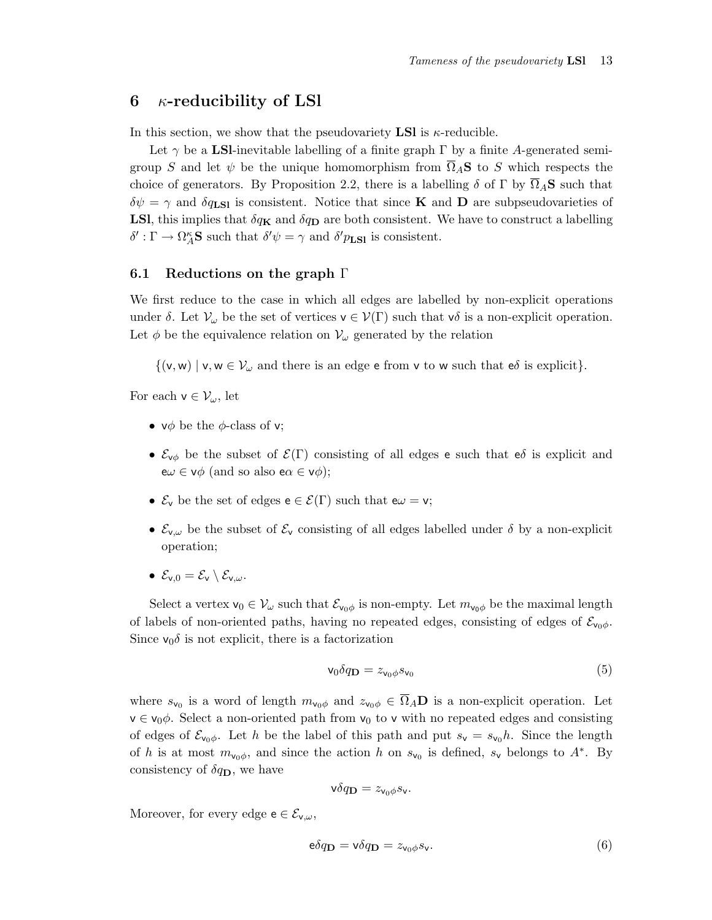## 6 $\kappa$-reducibility of LSl

In this section, we show that the pseudovariety **LSl** is $\kappa$-reducible.

Let $\gamma$ be a **LSl**-inevitable labelling of a finite graph $\Gamma$ by a finite $A$-generated semigroup $S$ and let $\psi$ be the unique homomorphism from $\overline{\Omega}_A\mathbf{S}$ to $S$ which respects the choice of generators. By Proposition 2.2, there is a labelling $\delta$ of $\Gamma$ by $\overline{\Omega}_A\mathbf{S}$ such that $\delta\psi = \gamma$ and $\delta q_{\mathbf{LSl}}$ is consistent. Notice that since $\mathbf{K}$ and $\mathbf{D}$ are subpseudovarieties of **LSl**, this implies that $\delta q_{\mathbf{K}}$ and $\delta q_{\mathbf{D}}$ are both consistent. We have to construct a labelling $\delta' : \Gamma \to \Omega^{\kappa}_A\mathbf{S}$ such that $\delta'\psi = \gamma$ and $\delta' p_{\mathbf{LSl}}$ is consistent.

### 6.1 Reductions on the graph $\Gamma$

We first reduce to the case in which all edges are labelled by non-explicit operations under $\delta$. Let $\mathcal{V}_\omega$ be the set of vertices $\mathsf{v} \in \mathcal{V}(\Gamma)$ such that $\mathsf{v}\delta$ is a non-explicit operation. Let $\phi$ be the equivalence relation on $\mathcal{V}_\omega$ generated by the relation

$$\{(\mathsf{v}, \mathsf{w}) \mid \mathsf{v}, \mathsf{w} \in \mathcal{V}_\omega \text{ and there is an edge } \mathsf{e} \text{ from } \mathsf{v} \text{ to } \mathsf{w} \text{ such that } \mathsf{e}\delta \text{ is explicit}\}.$$

For each $\mathsf{v} \in \mathcal{V}_\omega$, let

- $\mathsf{v}\phi$ be the $\phi$-class of $\mathsf{v}$;
- $\mathcal{E}_{\mathsf{v}\phi}$ be the subset of $\mathcal{E}(\Gamma)$ consisting of all edges $\mathsf{e}$ such that $\mathsf{e}\delta$ is explicit and $\mathsf{e}\omega \in \mathsf{v}\phi$ (and so also $\mathsf{e}\alpha \in \mathsf{v}\phi$);
- $\mathcal{E}_{\mathsf{v}}$ be the set of edges $\mathsf{e} \in \mathcal{E}(\Gamma)$ such that $\mathsf{e}\omega = \mathsf{v}$;
- $\mathcal{E}_{\mathsf{v},\omega}$ be the subset of $\mathcal{E}_{\mathsf{v}}$ consisting of all edges labelled under $\delta$ by a non-explicit operation;
- $\mathcal{E}_{\mathsf{v},0} = \mathcal{E}_{\mathsf{v}} \setminus \mathcal{E}_{\mathsf{v},\omega}$.

Select a vertex $\mathsf{v}_0 \in \mathcal{V}_\omega$ such that $\mathcal{E}_{\mathsf{v}_0\phi}$ is non-empty. Let $m_{\mathsf{v}_0\phi}$ be the maximal length of labels of non-oriented paths, having no repeated edges, consisting of edges of $\mathcal{E}_{\mathsf{v}_0\phi}$. Since $\mathsf{v}_0\delta$ is not explicit, there is a factorization

$$\mathsf{v}_0\delta q_{\mathbf{D}} = z_{\mathsf{v}_0\phi} s_{\mathsf{v}_0} \tag{5}$$

where $s_{\mathsf{v}_0}$ is a word of length $m_{\mathsf{v}_0\phi}$ and $z_{\mathsf{v}_0\phi} \in \overline{\Omega}_A\mathbf{D}$ is a non-explicit operation. Let $\mathsf{v} \in \mathsf{v}_0\phi$. Select a non-oriented path from $\mathsf{v}_0$ to $\mathsf{v}$ with no repeated edges and consisting of edges of $\mathcal{E}_{\mathsf{v}_0\phi}$. Let $h$ be the label of this path and put $s_{\mathsf{v}} = s_{\mathsf{v}_0}h$. Since the length of $h$ is at most $m_{\mathsf{v}_0\phi}$, and since the action $h$ on $s_{\mathsf{v}_0}$ is defined, $s_{\mathsf{v}}$ belongs to $A^*$. By consistency of $\delta q_{\mathbf{D}}$, we have

$$\mathsf{v}\delta q_{\mathbf{D}} = z_{\mathsf{v}_0\phi} s_{\mathsf{v}}.$$

Moreover, for every edge $\mathsf{e} \in \mathcal{E}_{\mathsf{v},\omega}$,

$$\mathsf{e}\delta q_{\mathbf{D}} = \mathsf{v}\delta q_{\mathbf{D}} = z_{\mathsf{v}_0\phi} s_{\mathsf{v}}. \tag{6}$$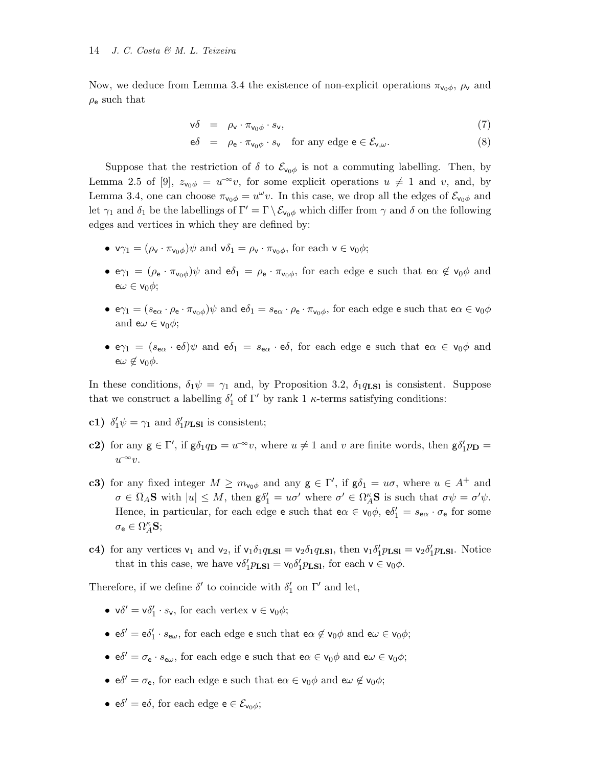Now, we deduce from Lemma 3.4 the existence of non-explicit operations $\pi_{\mathsf{v}_0\phi}$, $\rho_{\mathsf{v}}$ and $\rho_{\mathsf{e}}$ such that

$$\mathsf{v}\delta = \rho_{\mathsf{v}} \cdot \pi_{\mathsf{v}_0\phi} \cdot s_{\mathsf{v}}, \tag{7}$$

$$\mathsf{e}\delta = \rho_{\mathsf{e}} \cdot \pi_{\mathsf{v}_0\phi} \cdot s_{\mathsf{v}} \quad \text{for any edge } \mathsf{e} \in \mathcal{E}_{\mathsf{v},\omega}. \tag{8}$$

Suppose that the restriction of $\delta$ to $\mathcal{E}_{\mathsf{v}_0\phi}$ is not a commuting labelling. Then, by Lemma 2.5 of [9], $z_{\mathsf{v}_0\phi} = u^{-\infty}v$, for some explicit operations $u \neq 1$ and $v$, and, by Lemma 3.4, one can choose $\pi_{\mathsf{v}_0\phi} = u^{\omega}v$. In this case, we drop all the edges of $\mathcal{E}_{\mathsf{v}_0\phi}$ and let $\gamma_1$ and $\delta_1$ be the labellings of $\Gamma' = \Gamma \setminus \mathcal{E}_{\mathsf{v}_0\phi}$ which differ from $\gamma$ and $\delta$ on the following edges and vertices in which they are defined by:

- $\mathsf{v}\gamma_1 = (\rho_{\mathsf{v}} \cdot \pi_{\mathsf{v}_0\phi})\psi$ and $\mathsf{v}\delta_1 = \rho_{\mathsf{v}} \cdot \pi_{\mathsf{v}_0\phi}$, for each $\mathsf{v} \in \mathsf{v}_0\phi$;
- $\mathsf{e}\gamma_1 = (\rho_{\mathsf{e}} \cdot \pi_{\mathsf{v}_0\phi})\psi$ and $\mathsf{e}\delta_1 = \rho_{\mathsf{e}} \cdot \pi_{\mathsf{v}_0\phi}$, for each edge $\mathsf{e}$ such that $\mathsf{e}\alpha \notin \mathsf{v}_0\phi$ and $\mathsf{e}\omega \in \mathsf{v}_0\phi$;
- $\mathsf{e}\gamma_1 = (s_{\mathsf{e}\alpha} \cdot \rho_{\mathsf{e}} \cdot \pi_{\mathsf{v}_0\phi})\psi$ and $\mathsf{e}\delta_1 = s_{\mathsf{e}\alpha} \cdot \rho_{\mathsf{e}} \cdot \pi_{\mathsf{v}_0\phi}$, for each edge $\mathsf{e}$ such that $\mathsf{e}\alpha \in \mathsf{v}_0\phi$ and $\mathsf{e}\omega \in \mathsf{v}_0\phi$;
- $\mathsf{e}\gamma_1 = (s_{\mathsf{e}\alpha} \cdot \mathsf{e}\delta)\psi$ and $\mathsf{e}\delta_1 = s_{\mathsf{e}\alpha} \cdot \mathsf{e}\delta$, for each edge $\mathsf{e}$ such that $\mathsf{e}\alpha \in \mathsf{v}_0\phi$ and $\mathsf{e}\omega \notin \mathsf{v}_0\phi$.

In these conditions, $\delta_1\psi = \gamma_1$ and, by Proposition 3.2, $\delta_1 q_{\mathbf{LSl}}$ is consistent. Suppose that we construct a labelling $\delta_1'$ of $\Gamma'$ by rank 1 $\kappa$-terms satisfying conditions:

**c1)** $\delta_1'\psi = \gamma_1$ and $\delta_1' p_{\mathbf{LSl}}$ is consistent;

**c2)** for any $\mathsf{g} \in \Gamma'$, if $\mathsf{g}\delta_1 q_{\mathbf{D}} = u^{-\infty}v$, where $u \neq 1$ and $v$ are finite words, then $\mathsf{g}\delta_1' p_{\mathbf{D}} = u^{-\infty}v$.

**c3)** for any fixed integer $M \geq m_{\mathsf{v}_0\phi}$ and any $\mathsf{g} \in \Gamma'$, if $\mathsf{g}\delta_1 = u\sigma$, where $u \in A^+$ and $\sigma \in \overline{\Omega}_A\mathbf{S}$ with $|u| \leq M$, then $\mathsf{g}\delta_1' = u\sigma'$ where $\sigma' \in \Omega_A^{\kappa}\mathbf{S}$ is such that $\sigma\psi = \sigma'\psi$. Hence, in particular, for each edge $\mathsf{e}$ such that $\mathsf{e}\alpha \in \mathsf{v}_0\phi$, $\mathsf{e}\delta_1' = s_{\mathsf{e}\alpha} \cdot \sigma_{\mathsf{e}}$ for some $\sigma_{\mathsf{e}} \in \Omega_A^{\kappa}\mathbf{S}$;

**c4)** for any vertices $\mathsf{v}_1$ and $\mathsf{v}_2$, if $\mathsf{v}_1\delta_1 q_{\mathbf{LSl}} = \mathsf{v}_2\delta_1 q_{\mathbf{LSl}}$, then $\mathsf{v}_1\delta_1' p_{\mathbf{LSl}} = \mathsf{v}_2\delta_1' p_{\mathbf{LSl}}$. Notice that in this case, we have $\mathsf{v}\delta_1' p_{\mathbf{LSl}} = \mathsf{v}_0\delta_1' p_{\mathbf{LSl}}$, for each $\mathsf{v} \in \mathsf{v}_0\phi$.

Therefore, if we define $\delta'$ to coincide with $\delta_1'$ on $\Gamma'$ and let,

- $\mathsf{v}\delta' = \mathsf{v}\delta_1' \cdot s_{\mathsf{v}}$, for each vertex $\mathsf{v} \in \mathsf{v}_0\phi$;
- $\mathsf{e}\delta' = \mathsf{e}\delta_1' \cdot s_{\mathsf{e}\omega}$, for each edge $\mathsf{e}$ such that $\mathsf{e}\alpha \notin \mathsf{v}_0\phi$ and $\mathsf{e}\omega \in \mathsf{v}_0\phi$;
- $\mathsf{e}\delta' = \sigma_{\mathsf{e}} \cdot s_{\mathsf{e}\omega}$, for each edge $\mathsf{e}$ such that $\mathsf{e}\alpha \in \mathsf{v}_0\phi$ and $\mathsf{e}\omega \in \mathsf{v}_0\phi$;
- $\mathsf{e}\delta' = \sigma_{\mathsf{e}}$, for each edge $\mathsf{e}$ such that $\mathsf{e}\alpha \in \mathsf{v}_0\phi$ and $\mathsf{e}\omega \notin \mathsf{v}_0\phi$;
- $\mathsf{e}\delta' = \mathsf{e}\delta$, for each edge $\mathsf{e} \in \mathcal{E}_{\mathsf{v}_0\phi}$;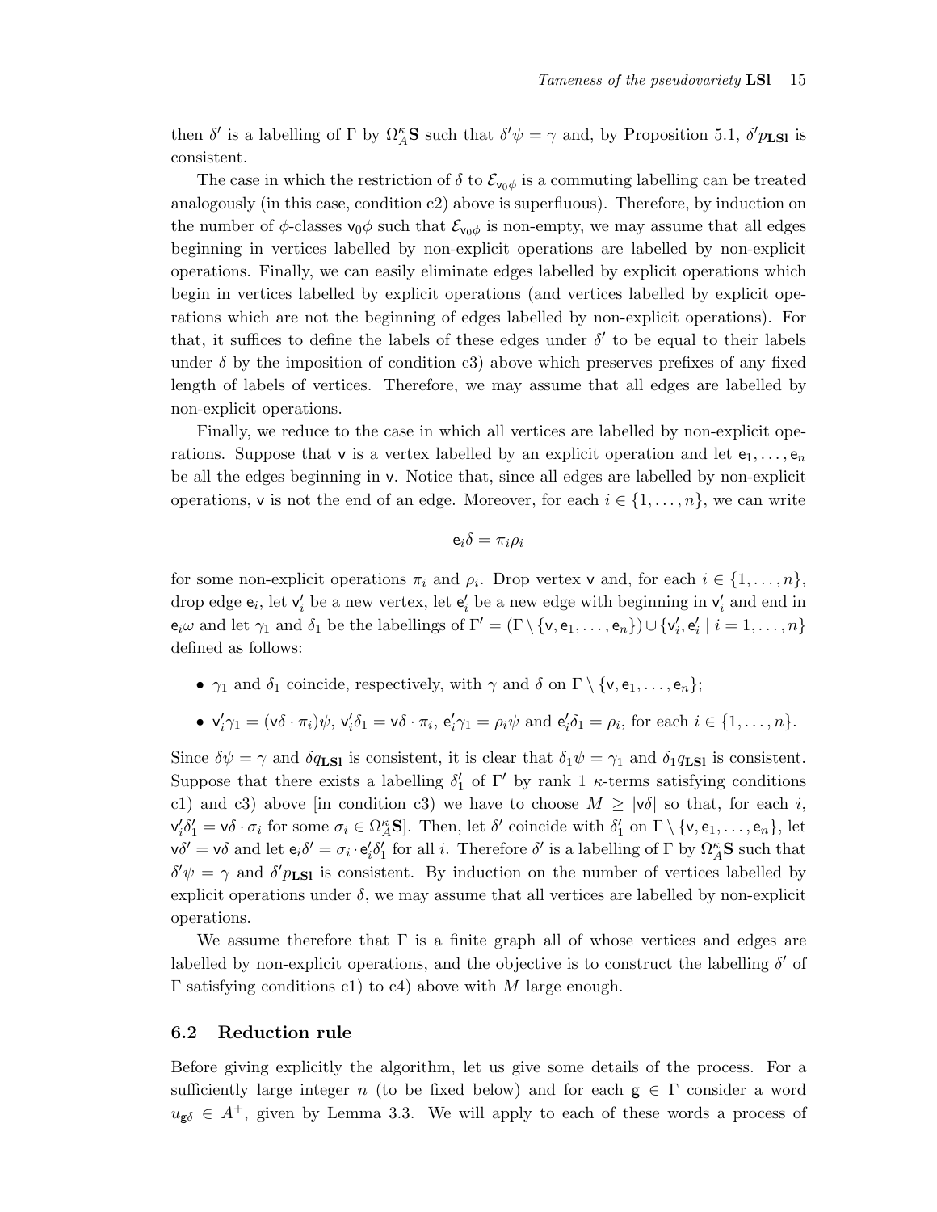then $\delta'$ is a labelling of $\Gamma$ by $\Omega_A^\kappa \mathbf{S}$ such that $\delta'\psi = \gamma$ and, by Proposition 5.1, $\delta' p_{\mathbf{LSl}}$ is consistent.

The case in which the restriction of $\delta$ to $\mathcal{E}_{\mathsf{v}_0\phi}$ is a commuting labelling can be treated analogously (in this case, condition c2) above is superfluous). Therefore, by induction on the number of $\phi$-classes $\mathsf{v}_0\phi$ such that $\mathcal{E}_{\mathsf{v}_0\phi}$ is non-empty, we may assume that all edges beginning in vertices labelled by non-explicit operations are labelled by non-explicit operations. Finally, we can easily eliminate edges labelled by explicit operations which begin in vertices labelled by explicit operations (and vertices labelled by explicit operations which are not the beginning of edges labelled by non-explicit operations). For that, it suffices to define the labels of these edges under $\delta'$ to be equal to their labels under $\delta$ by the imposition of condition c3) above which preserves prefixes of any fixed length of labels of vertices. Therefore, we may assume that all edges are labelled by non-explicit operations.

Finally, we reduce to the case in which all vertices are labelled by non-explicit operations. Suppose that $\mathsf{v}$ is a vertex labelled by an explicit operation and let $\mathsf{e}_1, \ldots, \mathsf{e}_n$ be all the edges beginning in $\mathsf{v}$. Notice that, since all edges are labelled by non-explicit operations, $\mathsf{v}$ is not the end of an edge. Moreover, for each $i \in \{1, \ldots, n\}$, we can write

$$\mathsf{e}_i\delta = \pi_i\rho_i$$

for some non-explicit operations $\pi_i$ and $\rho_i$. Drop vertex $\mathsf{v}$ and, for each $i \in \{1, \ldots, n\}$, drop edge $\mathsf{e}_i$, let $\mathsf{v}'_i$ be a new vertex, let $\mathsf{e}'_i$ be a new edge with beginning in $\mathsf{v}'_i$ and end in $\mathsf{e}_i\omega$ and let $\gamma_1$ and $\delta_1$ be the labellings of $\Gamma' = (\Gamma \setminus \{\mathsf{v}, \mathsf{e}_1, \ldots, \mathsf{e}_n\}) \cup \{\mathsf{v}'_i, \mathsf{e}'_i \mid i = 1, \ldots, n\}$ defined as follows:

- $\gamma_1$ and $\delta_1$ coincide, respectively, with $\gamma$ and $\delta$ on $\Gamma \setminus \{\mathsf{v}, \mathsf{e}_1, \ldots, \mathsf{e}_n\}$;
- $\mathsf{v}'_i\gamma_1 = (\mathsf{v}\delta \cdot \pi_i)\psi$, $\mathsf{v}'_i\delta_1 = \mathsf{v}\delta \cdot \pi_i$, $\mathsf{e}'_i\gamma_1 = \rho_i\psi$ and $\mathsf{e}'_i\delta_1 = \rho_i$, for each $i \in \{1, \ldots, n\}$.

Since $\delta\psi = \gamma$ and $\delta q_{\mathbf{LSl}}$ is consistent, it is clear that $\delta_1\psi = \gamma_1$ and $\delta_1 q_{\mathbf{LSl}}$ is consistent. Suppose that there exists a labelling $\delta'_1$ of $\Gamma'$ by rank 1 $\kappa$-terms satisfying conditions c1) and c3) above [in condition c3) we have to choose $M \geq |\mathsf{v}\delta|$ so that, for each $i$, $\mathsf{v}'_i\delta'_1 = \mathsf{v}\delta \cdot \sigma_i$ for some $\sigma_i \in \Omega_A^\kappa \mathbf{S}$]. Then, let $\delta'$ coincide with $\delta'_1$ on $\Gamma \setminus \{\mathsf{v}, \mathsf{e}_1, \ldots, \mathsf{e}_n\}$, let $\mathsf{v}\delta' = \mathsf{v}\delta$ and let $\mathsf{e}_i\delta' = \sigma_i \cdot \mathsf{e}'_i\delta'_1$ for all $i$. Therefore $\delta'$ is a labelling of $\Gamma$ by $\Omega_A^\kappa \mathbf{S}$ such that $\delta'\psi = \gamma$ and $\delta' p_{\mathbf{LSl}}$ is consistent. By induction on the number of vertices labelled by explicit operations under $\delta$, we may assume that all vertices are labelled by non-explicit operations.

We assume therefore that $\Gamma$ is a finite graph all of whose vertices and edges are labelled by non-explicit operations, and the objective is to construct the labelling $\delta'$ of $\Gamma$ satisfying conditions c1) to c4) above with $M$ large enough.

## 6.2 Reduction rule

Before giving explicitly the algorithm, let us give some details of the process. For a sufficiently large integer $n$ (to be fixed below) and for each $\mathsf{g} \in \Gamma$ consider a word $u_{\mathsf{g}\delta} \in A^+$, given by Lemma 3.3. We will apply to each of these words a process of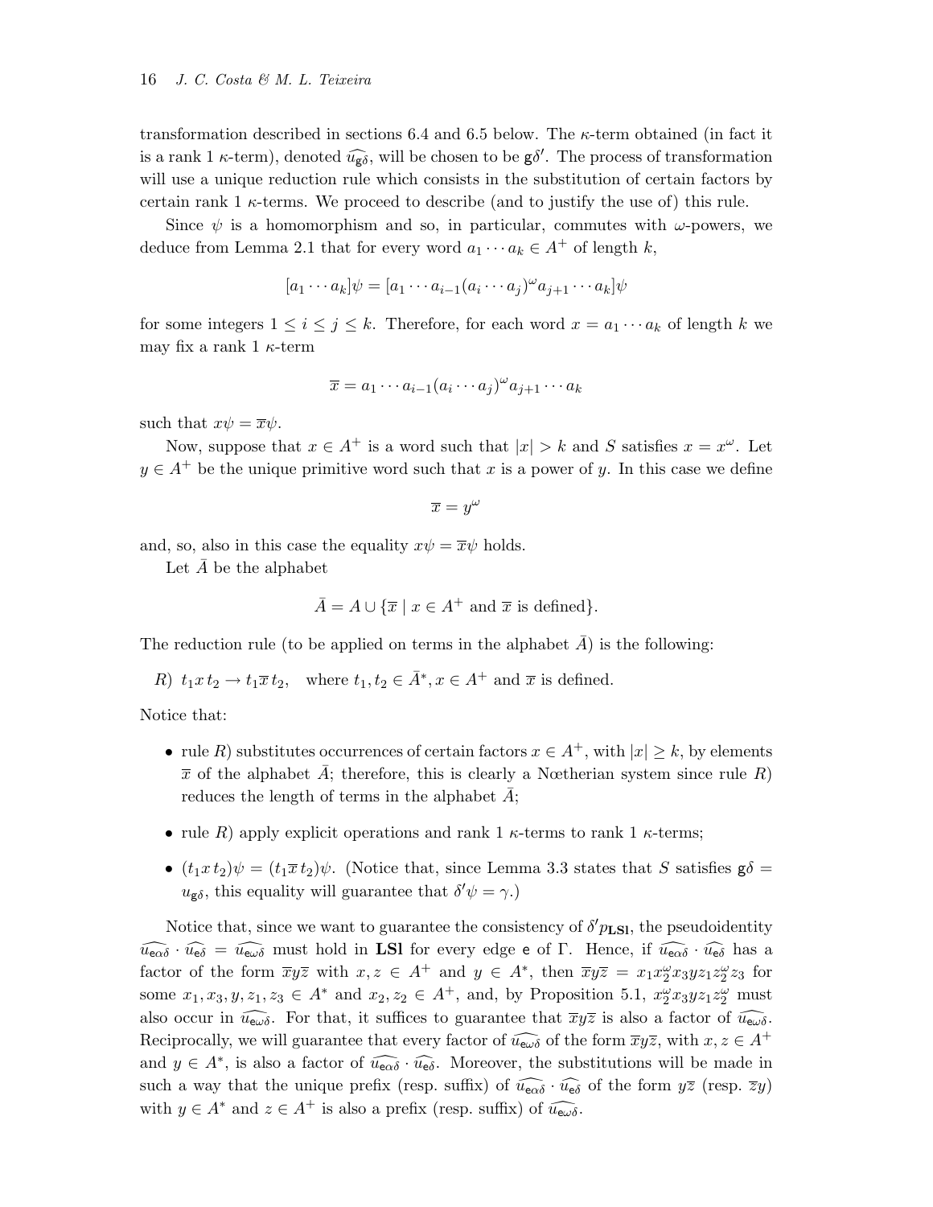transformation described in sections 6.4 and 6.5 below. The $\kappa$-term obtained (in fact it is a rank 1 $\kappa$-term), denoted $\widehat{u_{\mathsf{g}\delta}}$, will be chosen to be $\mathsf{g}\delta'$. The process of transformation will use a unique reduction rule which consists in the substitution of certain factors by certain rank 1 $\kappa$-terms. We proceed to describe (and to justify the use of) this rule.

Since $\psi$ is a homomorphism and so, in particular, commutes with $\omega$-powers, we deduce from Lemma 2.1 that for every word $a_1 \cdots a_k \in A^+$ of length $k$,

$$[a_1 \cdots a_k]\psi = [a_1 \cdots a_{i-1}(a_i \cdots a_j)^\omega a_{j+1} \cdots a_k]\psi$$

for some integers $1 \leq i \leq j \leq k$. Therefore, for each word $x = a_1 \cdots a_k$ of length $k$ we may fix a rank 1 $\kappa$-term

$$\overline{x} = a_1 \cdots a_{i-1}(a_i \cdots a_j)^\omega a_{j+1} \cdots a_k$$

such that $x\psi = \overline{x}\psi$.

Now, suppose that $x \in A^+$ is a word such that $|x| > k$ and $S$ satisfies $x = x^\omega$. Let $y \in A^+$ be the unique primitive word such that $x$ is a power of $y$. In this case we define

$$\overline{x} = y^\omega$$

and, so, also in this case the equality $x\psi = \overline{x}\psi$ holds.

Let $\bar{A}$ be the alphabet

$$\bar{A} = A \cup \{\overline{x} \mid x \in A^+ \text{ and } \overline{x} \text{ is defined}\}.$$

The reduction rule (to be applied on terms in the alphabet $\bar{A}$) is the following:

$R)$ $t_1 x\, t_2 \to t_1 \overline{x}\, t_2$, where $t_1, t_2 \in \bar{A}^*, x \in A^+$ and $\overline{x}$ is defined.

Notice that:

- rule $R)$ substitutes occurrences of certain factors $x \in A^+$, with $|x| \geq k$, by elements $\overline{x}$ of the alphabet $\bar{A}$; therefore, this is clearly a Nœtherian system since rule $R)$ reduces the length of terms in the alphabet $\bar{A}$;
- rule $R)$ apply explicit operations and rank 1 $\kappa$-terms to rank 1 $\kappa$-terms;
- $(t_1 x\, t_2)\psi = (t_1 \overline{x}\, t_2)\psi$. (Notice that, since Lemma 3.3 states that $S$ satisfies $\mathsf{g}\delta = u_{\mathsf{g}\delta}$, this equality will guarantee that $\delta'\psi = \gamma$.)

Notice that, since we want to guarantee the consistency of $\delta' p_{\mathbf{LSl}}$, the pseudoidentity $\widehat{u_{\mathsf{e}\alpha\delta}} \cdot \widehat{u_{\mathsf{e}\delta}} = \widehat{u_{\mathsf{e}\omega\delta}}$ must hold in $\mathbf{LSl}$ for every edge $\mathsf{e}$ of $\Gamma$. Hence, if $\widehat{u_{\mathsf{e}\alpha\delta}} \cdot \widehat{u_{\mathsf{e}\delta}}$ has a factor of the form $\overline{x}y\overline{z}$ with $x, z \in A^+$ and $y \in A^*$, then $\overline{x}y\overline{z} = x_1 x_2^\omega x_3 y z_1 z_2^\omega z_3$ for some $x_1, x_3, y, z_1, z_3 \in A^*$ and $x_2, z_2 \in A^+$, and, by Proposition 5.1, $x_2^\omega x_3 y z_1 z_2^\omega$ must also occur in $\widehat{u_{\mathsf{e}\omega\delta}}$. For that, it suffices to guarantee that $\overline{x}y\overline{z}$ is also a factor of $\widehat{u_{\mathsf{e}\omega\delta}}$. Reciprocally, we will guarantee that every factor of $\widehat{u_{\mathsf{e}\omega\delta}}$ of the form $\overline{x}y\overline{z}$, with $x, z \in A^+$ and $y \in A^*$, is also a factor of $\widehat{u_{\mathsf{e}\alpha\delta}} \cdot \widehat{u_{\mathsf{e}\delta}}$. Moreover, the substitutions will be made in such a way that the unique prefix (resp. suffix) of $\widehat{u_{\mathsf{e}\alpha\delta}} \cdot \widehat{u_{\mathsf{e}\delta}}$ of the form $y\overline{z}$ (resp. $\overline{z}y$) with $y \in A^*$ and $z \in A^+$ is also a prefix (resp. suffix) of $\widehat{u_{\mathsf{e}\omega\delta}}$.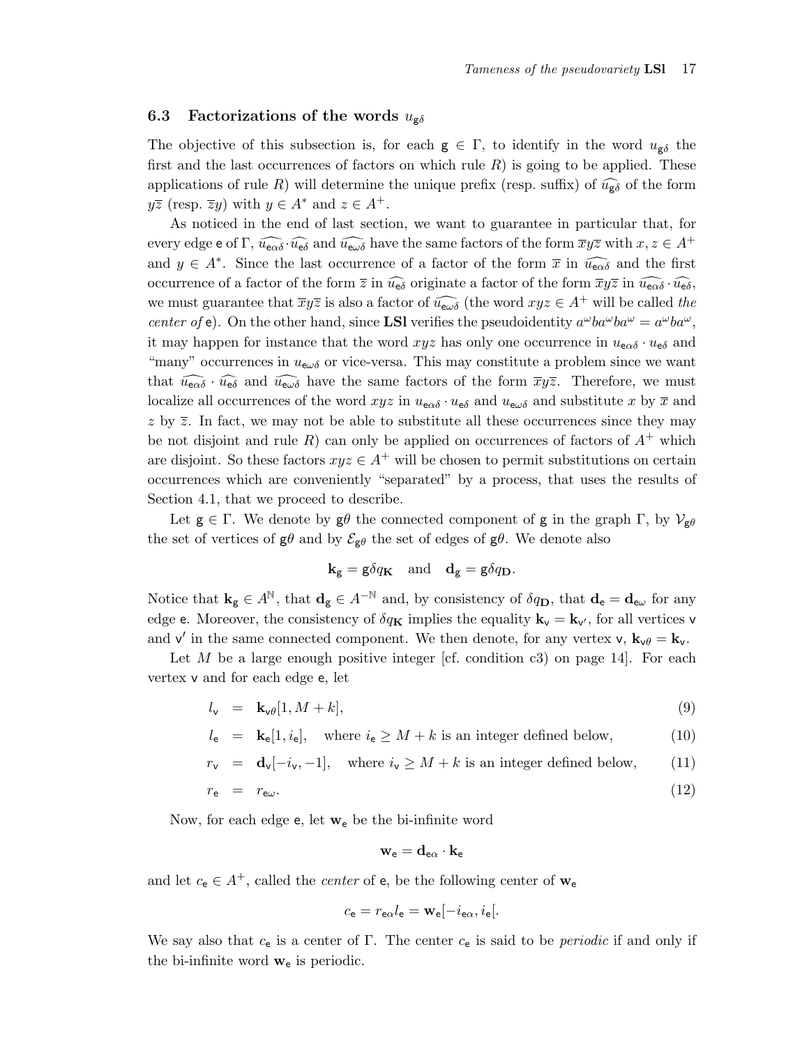### 6.3 Factorizations of the words $u_{\mathsf{g}\delta}$

The objective of this subsection is, for each $\mathsf{g} \in \Gamma$, to identify in the word $u_{\mathsf{g}\delta}$ the first and the last occurrences of factors on which rule $R$) is going to be applied. These applications of rule $R$) will determine the unique prefix (resp. suffix) of $\widehat{u_{\mathsf{g}\delta}}$ of the form $y\overline{z}$ (resp. $\overline{z}y$) with $y \in A^*$ and $z \in A^+$.

As noticed in the end of last section, we want to guarantee in particular that, for every edge $\mathsf{e}$ of $\Gamma$, $\widehat{u_{\mathsf{e}\alpha\delta}} \cdot \widehat{u_{\mathsf{e}\delta}}$ and $\widehat{u_{\mathsf{e}\omega\delta}}$ have the same factors of the form $\overline{x}y\overline{z}$ with $x, z \in A^+$ and $y \in A^*$. Since the last occurrence of a factor of the form $\overline{x}$ in $\widehat{u_{\mathsf{e}\alpha\delta}}$ and the first occurrence of a factor of the form $\overline{z}$ in $\widehat{u_{\mathsf{e}\delta}}$ originate a factor of the form $\overline{x}y\overline{z}$ in $\widehat{u_{\mathsf{e}\alpha\delta}} \cdot \widehat{u_{\mathsf{e}\delta}}$, we must guarantee that $\overline{x}y\overline{z}$ is also a factor of $\widehat{u_{\mathsf{e}\omega\delta}}$ (the word $xyz \in A^+$ will be called *the center of* $\mathsf{e}$). On the other hand, since **LSl** verifies the pseudoidentity $a^\omega b a^\omega b a^\omega = a^\omega b a^\omega$, it may happen for instance that the word $xyz$ has only one occurrence in $u_{\mathsf{e}\alpha\delta} \cdot u_{\mathsf{e}\delta}$ and "many" occurrences in $u_{\mathsf{e}\omega\delta}$ or vice-versa. This may constitute a problem since we want that $\widehat{u_{\mathsf{e}\alpha\delta}} \cdot \widehat{u_{\mathsf{e}\delta}}$ and $\widehat{u_{\mathsf{e}\omega\delta}}$ have the same factors of the form $\overline{x}y\overline{z}$. Therefore, we must localize all occurrences of the word $xyz$ in $u_{\mathsf{e}\alpha\delta} \cdot u_{\mathsf{e}\delta}$ and $u_{\mathsf{e}\omega\delta}$ and substitute $x$ by $\overline{x}$ and $z$ by $\overline{z}$. In fact, we may not be able to substitute all these occurrences since they may be not disjoint and rule $R$) can only be applied on occurrences of factors of $A^+$ which are disjoint. So these factors $xyz \in A^+$ will be chosen to permit substitutions on certain occurrences which are conveniently "separated" by a process, that uses the results of Section 4.1, that we proceed to describe.

Let $\mathsf{g} \in \Gamma$. We denote by $\mathsf{g}\theta$ the connected component of $\mathsf{g}$ in the graph $\Gamma$, by $\mathcal{V}_{\mathsf{g}\theta}$ the set of vertices of $\mathsf{g}\theta$ and by $\mathcal{E}_{\mathsf{g}\theta}$ the set of edges of $\mathsf{g}\theta$. We denote also

$$\mathbf{k}_{\mathsf{g}} = \mathsf{g}\delta q_{\mathbf{K}} \quad \text{and} \quad \mathbf{d}_{\mathsf{g}} = \mathsf{g}\delta q_{\mathbf{D}}.$$

Notice that $\mathbf{k}_{\mathsf{g}} \in A^{\mathbb{N}}$, that $\mathbf{d}_{\mathsf{g}} \in A^{-\mathbb{N}}$ and, by consistency of $\delta q_{\mathbf{D}}$, that $\mathbf{d}_{\mathsf{e}} = \mathbf{d}_{\mathsf{e}\omega}$ for any edge $\mathsf{e}$. Moreover, the consistency of $\delta q_{\mathbf{K}}$ implies the equality $\mathbf{k}_{\mathsf{v}} = \mathbf{k}_{\mathsf{v}'}$, for all vertices $\mathsf{v}$ and $\mathsf{v}'$ in the same connected component. We then denote, for any vertex $\mathsf{v}$, $\mathbf{k}_{\mathsf{v}\theta} = \mathbf{k}_{\mathsf{v}}$.

Let $M$ be a large enough positive integer [cf. condition c3) on page 14]. For each vertex $\mathsf{v}$ and for each edge $\mathsf{e}$, let

$$l_{\mathsf{v}} = \mathbf{k}_{\mathsf{v}\theta}[1, M+k], \tag{9}$$

$$l_{\mathsf{e}} = \mathbf{k}_{\mathsf{e}}[1, i_{\mathsf{e}}], \quad \text{where } i_{\mathsf{e}} \geq M+k \text{ is an integer defined below,} \tag{10}$$

$$r_{\mathsf{v}} = \mathbf{d}_{\mathsf{v}}[-i_{\mathsf{v}}, -1], \quad \text{where } i_{\mathsf{v}} \geq M+k \text{ is an integer defined below,} \tag{11}$$

$$r_{\mathsf{e}} = r_{\mathsf{e}\omega}. \tag{12}$$

Now, for each edge $\mathsf{e}$, let $\mathbf{w}_{\mathsf{e}}$ be the bi-infinite word

$$\mathbf{w}_{\mathsf{e}} = \mathbf{d}_{\mathsf{e}\alpha} \cdot \mathbf{k}_{\mathsf{e}}$$

and let $c_{\mathsf{e}} \in A^+$, called the *center* of $\mathsf{e}$, be the following center of $\mathbf{w}_{\mathsf{e}}$

$$c_{\mathsf{e}} = r_{\mathsf{e}\alpha} l_{\mathsf{e}} = \mathbf{w}_{\mathsf{e}}[-i_{\mathsf{e}\alpha}, i_{\mathsf{e}}[.$$

We say also that $c_{\mathsf{e}}$ is a center of $\Gamma$. The center $c_{\mathsf{e}}$ is said to be *periodic* if and only if the bi-infinite word $\mathbf{w}_{\mathsf{e}}$ is periodic.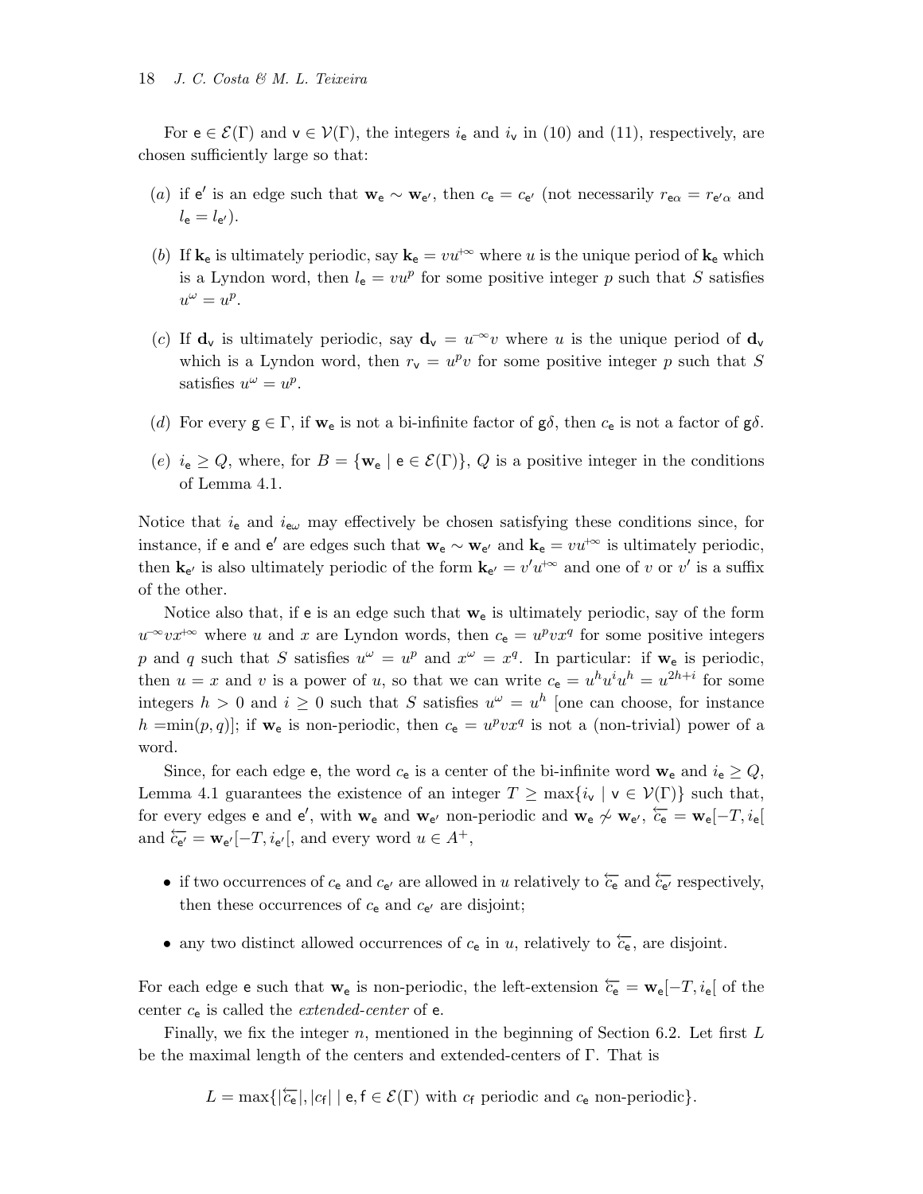For $\mathsf{e} \in \mathcal{E}(\Gamma)$ and $\mathsf{v} \in \mathcal{V}(\Gamma)$, the integers $i_{\mathsf{e}}$ and $i_{\mathsf{v}}$ in (10) and (11), respectively, are chosen sufficiently large so that:

- (*a*) if $\mathsf{e}'$ is an edge such that $\mathbf{w}_{\mathsf{e}} \sim \mathbf{w}_{\mathsf{e}'}$, then $c_{\mathsf{e}} = c_{\mathsf{e}'}$ (not necessarily $r_{\mathsf{e}\alpha} = r_{\mathsf{e}'\alpha}$ and $l_{\mathsf{e}} = l_{\mathsf{e}'}$).
- (*b*) If $\mathbf{k}_{\mathsf{e}}$ is ultimately periodic, say $\mathbf{k}_{\mathsf{e}} = vu^{+\infty}$ where $u$ is the unique period of $\mathbf{k}_{\mathsf{e}}$ which is a Lyndon word, then $l_{\mathsf{e}} = vu^p$ for some positive integer $p$ such that $S$ satisfies $u^\omega = u^p$.
- (*c*) If $\mathbf{d}_{\mathsf{v}}$ is ultimately periodic, say $\mathbf{d}_{\mathsf{v}} = u^{-\infty}v$ where $u$ is the unique period of $\mathbf{d}_{\mathsf{v}}$ which is a Lyndon word, then $r_{\mathsf{v}} = u^p v$ for some positive integer $p$ such that $S$ satisfies $u^\omega = u^p$.
- (*d*) For every $\mathsf{g} \in \Gamma$, if $\mathbf{w}_{\mathsf{e}}$ is not a bi-infinite factor of $\mathsf{g}\delta$, then $c_{\mathsf{e}}$ is not a factor of $\mathsf{g}\delta$.
- (*e*) $i_{\mathsf{e}} \geq Q$, where, for $B = \{\mathbf{w}_{\mathsf{e}} \mid \mathsf{e} \in \mathcal{E}(\Gamma)\}$, $Q$ is a positive integer in the conditions of Lemma 4.1.

Notice that $i_{\mathsf{e}}$ and $i_{\mathsf{e}\omega}$ may effectively be chosen satisfying these conditions since, for instance, if $\mathsf{e}$ and $\mathsf{e}'$ are edges such that $\mathbf{w}_{\mathsf{e}} \sim \mathbf{w}_{\mathsf{e}'}$ and $\mathbf{k}_{\mathsf{e}} = vu^{+\infty}$ is ultimately periodic, then $\mathbf{k}_{\mathsf{e}'}$ is also ultimately periodic of the form $\mathbf{k}_{\mathsf{e}'} = v'u^{+\infty}$ and one of $v$ or $v'$ is a suffix of the other.

Notice also that, if $\mathsf{e}$ is an edge such that $\mathbf{w}_{\mathsf{e}}$ is ultimately periodic, say of the form $u^{-\infty}vx^{+\infty}$ where $u$ and $x$ are Lyndon words, then $c_{\mathsf{e}} = u^p v x^q$ for some positive integers $p$ and $q$ such that $S$ satisfies $u^\omega = u^p$ and $x^\omega = x^q$. In particular: if $\mathbf{w}_{\mathsf{e}}$ is periodic, then $u = x$ and $v$ is a power of $u$, so that we can write $c_{\mathsf{e}} = u^h u^i u^h = u^{2h+i}$ for some integers $h > 0$ and $i \geq 0$ such that $S$ satisfies $u^\omega = u^h$ [one can choose, for instance $h = \min(p, q)$]; if $\mathbf{w}_{\mathsf{e}}$ is non-periodic, then $c_{\mathsf{e}} = u^p v x^q$ is not a (non-trivial) power of a word.

Since, for each edge $\mathsf{e}$, the word $c_{\mathsf{e}}$ is a center of the bi-infinite word $\mathbf{w}_{\mathsf{e}}$ and $i_{\mathsf{e}} \geq Q$, Lemma 4.1 guarantees the existence of an integer $T \geq \max\{i_{\mathsf{v}} \mid \mathsf{v} \in \mathcal{V}(\Gamma)\}$ such that, for every edges $\mathsf{e}$ and $\mathsf{e}'$, with $\mathbf{w}_{\mathsf{e}}$ and $\mathbf{w}_{\mathsf{e}'}$ non-periodic and $\mathbf{w}_{\mathsf{e}} \not\sim \mathbf{w}_{\mathsf{e}'}$, $\overleftarrow{c_{\mathsf{e}}} = \mathbf{w}_{\mathsf{e}}[-T, i_{\mathsf{e}}[$ and $\overleftarrow{c_{\mathsf{e}'}} = \mathbf{w}_{\mathsf{e}'}[-T, i_{\mathsf{e}'}[$, and every word $u \in A^+$,

- if two occurrences of $c_{\mathsf{e}}$ and $c_{\mathsf{e}'}$ are allowed in $u$ relatively to $\overleftarrow{c_{\mathsf{e}}}$ and $\overleftarrow{c_{\mathsf{e}'}}$ respectively, then these occurrences of $c_{\mathsf{e}}$ and $c_{\mathsf{e}'}$ are disjoint;
- any two distinct allowed occurrences of $c_{\mathsf{e}}$ in $u$, relatively to $\overleftarrow{c_{\mathsf{e}}}$, are disjoint.

For each edge $\mathsf{e}$ such that $\mathbf{w}_{\mathsf{e}}$ is non-periodic, the left-extension $\overleftarrow{c_{\mathsf{e}}} = \mathbf{w}_{\mathsf{e}}[-T, i_{\mathsf{e}}[$ of the center $c_{\mathsf{e}}$ is called the *extended-center* of $\mathsf{e}$.

Finally, we fix the integer $n$, mentioned in the beginning of Section 6.2. Let first $L$ be the maximal length of the centers and extended-centers of $\Gamma$. That is

$$L = \max\{|\overleftarrow{c_{\mathsf{e}}}|, |c_{\mathsf{f}}| \mid \mathsf{e}, \mathsf{f} \in \mathcal{E}(\Gamma) \text{ with } c_{\mathsf{f}} \text{ periodic and } c_{\mathsf{e}} \text{ non-periodic}\}.$$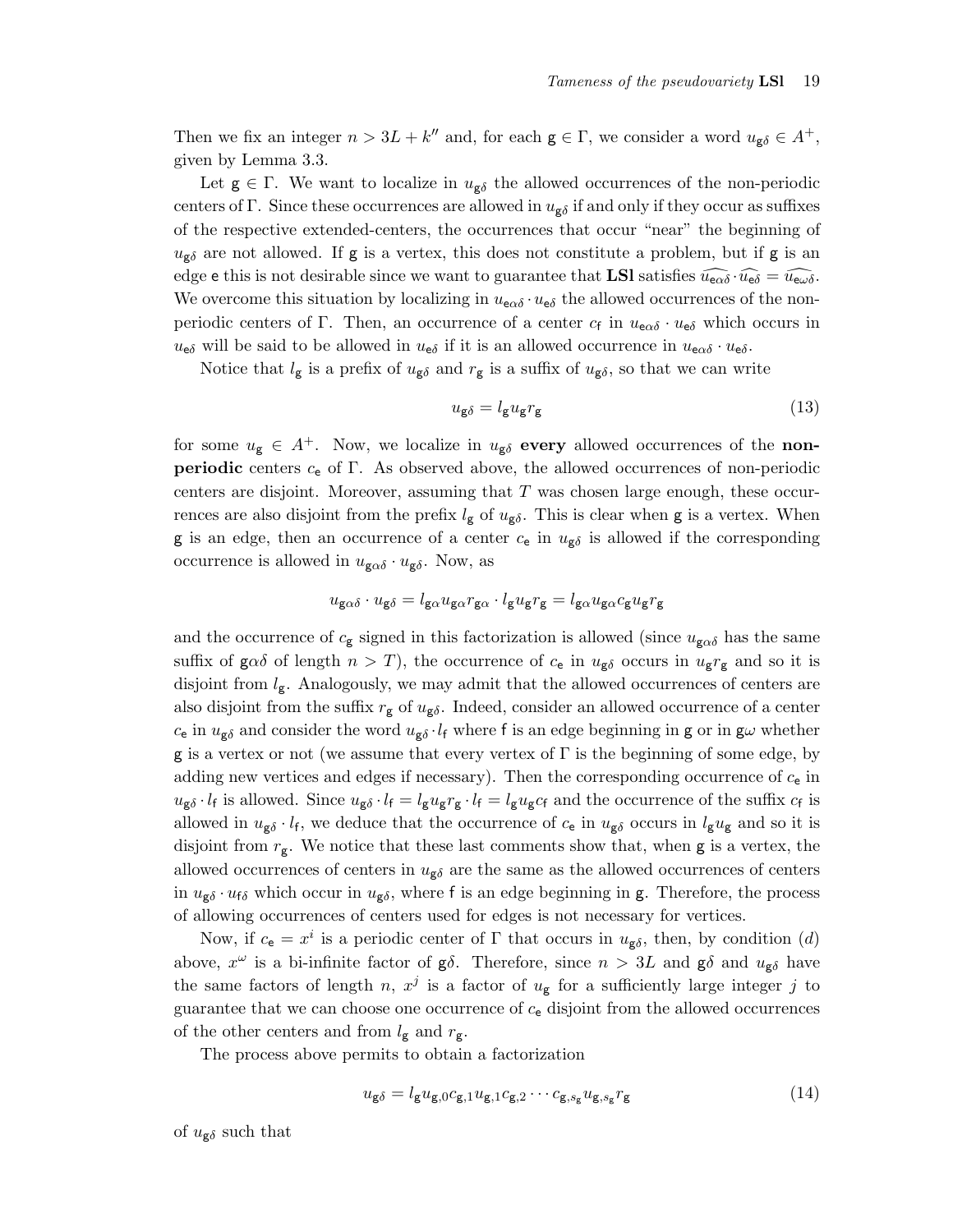Then we fix an integer $n > 3L + k''$ and, for each $\mathsf{g} \in \Gamma$, we consider a word $u_{\mathsf{g}\delta} \in A^+$, given by Lemma 3.3.

Let $\mathsf{g} \in \Gamma$. We want to localize in $u_{\mathsf{g}\delta}$ the allowed occurrences of the non-periodic centers of $\Gamma$. Since these occurrences are allowed in $u_{\mathsf{g}\delta}$ if and only if they occur as suffixes of the respective extended-centers, the occurrences that occur "near" the beginning of $u_{\mathsf{g}\delta}$ are not allowed. If $\mathsf{g}$ is a vertex, this does not constitute a problem, but if $\mathsf{g}$ is an edge $\mathsf{e}$ this is not desirable since we want to guarantee that **LSl** satisfies $\widehat{u_{\mathsf{e}\alpha\delta}} \cdot \widehat{u_{\mathsf{e}\delta}} = \widehat{u_{\mathsf{e}\omega\delta}}$. We overcome this situation by localizing in $u_{\mathsf{e}\alpha\delta} \cdot u_{\mathsf{e}\delta}$ the allowed occurrences of the non-periodic centers of $\Gamma$. Then, an occurrence of a center $c_{\mathsf{f}}$ in $u_{\mathsf{e}\alpha\delta} \cdot u_{\mathsf{e}\delta}$ which occurs in $u_{\mathsf{e}\delta}$ will be said to be allowed in $u_{\mathsf{e}\delta}$ if it is an allowed occurrence in $u_{\mathsf{e}\alpha\delta} \cdot u_{\mathsf{e}\delta}$.

Notice that $l_{\mathsf{g}}$ is a prefix of $u_{\mathsf{g}\delta}$ and $r_{\mathsf{g}}$ is a suffix of $u_{\mathsf{g}\delta}$, so that we can write

$$u_{\mathsf{g}\delta} = l_{\mathsf{g}} u_{\mathsf{g}} r_{\mathsf{g}} \tag{13}$$

for some $u_{\mathsf{g}} \in A^+$. Now, we localize in $u_{\mathsf{g}\delta}$ **every** allowed occurrences of the **non-periodic** centers $c_{\mathsf{e}}$ of $\Gamma$. As observed above, the allowed occurrences of non-periodic centers are disjoint. Moreover, assuming that $T$ was chosen large enough, these occurrences are also disjoint from the prefix $l_{\mathsf{g}}$ of $u_{\mathsf{g}\delta}$. This is clear when $\mathsf{g}$ is a vertex. When $\mathsf{g}$ is an edge, then an occurrence of a center $c_{\mathsf{e}}$ in $u_{\mathsf{g}\delta}$ is allowed if the corresponding occurrence is allowed in $u_{\mathsf{g}\alpha\delta} \cdot u_{\mathsf{g}\delta}$. Now, as

$$u_{\mathsf{g}\alpha\delta} \cdot u_{\mathsf{g}\delta} = l_{\mathsf{g}\alpha} u_{\mathsf{g}\alpha} r_{\mathsf{g}\alpha} \cdot l_{\mathsf{g}} u_{\mathsf{g}} r_{\mathsf{g}} = l_{\mathsf{g}\alpha} u_{\mathsf{g}\alpha} c_{\mathsf{g}} u_{\mathsf{g}} r_{\mathsf{g}}$$

and the occurrence of $c_{\mathsf{g}}$ signed in this factorization is allowed (since $u_{\mathsf{g}\alpha\delta}$ has the same suffix of $\mathsf{g}\alpha\delta$ of length $n > T$), the occurrence of $c_{\mathsf{e}}$ in $u_{\mathsf{g}\delta}$ occurs in $u_{\mathsf{g}} r_{\mathsf{g}}$ and so it is disjoint from $l_{\mathsf{g}}$. Analogously, we may admit that the allowed occurrences of centers are also disjoint from the suffix $r_{\mathsf{g}}$ of $u_{\mathsf{g}\delta}$. Indeed, consider an allowed occurrence of a center $c_{\mathsf{e}}$ in $u_{\mathsf{g}\delta}$ and consider the word $u_{\mathsf{g}\delta} \cdot l_{\mathsf{f}}$ where $\mathsf{f}$ is an edge beginning in $\mathsf{g}$ or in $\mathsf{g}\omega$ whether $\mathsf{g}$ is a vertex or not (we assume that every vertex of $\Gamma$ is the beginning of some edge, by adding new vertices and edges if necessary). Then the corresponding occurrence of $c_{\mathsf{e}}$ in $u_{\mathsf{g}\delta} \cdot l_{\mathsf{f}}$ is allowed. Since $u_{\mathsf{g}\delta} \cdot l_{\mathsf{f}} = l_{\mathsf{g}} u_{\mathsf{g}} r_{\mathsf{g}} \cdot l_{\mathsf{f}} = l_{\mathsf{g}} u_{\mathsf{g}} c_{\mathsf{f}}$ and the occurrence of the suffix $c_{\mathsf{f}}$ is allowed in $u_{\mathsf{g}\delta} \cdot l_{\mathsf{f}}$, we deduce that the occurrence of $c_{\mathsf{e}}$ in $u_{\mathsf{g}\delta}$ occurs in $l_{\mathsf{g}} u_{\mathsf{g}}$ and so it is disjoint from $r_{\mathsf{g}}$. We notice that these last comments show that, when $\mathsf{g}$ is a vertex, the allowed occurrences of centers in $u_{\mathsf{g}\delta}$ are the same as the allowed occurrences of centers in $u_{\mathsf{g}\delta} \cdot u_{\mathsf{f}\delta}$ which occur in $u_{\mathsf{g}\delta}$, where $\mathsf{f}$ is an edge beginning in $\mathsf{g}$. Therefore, the process of allowing occurrences of centers used for edges is not necessary for vertices.

Now, if $c_{\mathsf{e}} = x^i$ is a periodic center of $\Gamma$ that occurs in $u_{\mathsf{g}\delta}$, then, by condition $(d)$ above, $x^\omega$ is a bi-infinite factor of $\mathsf{g}\delta$. Therefore, since $n > 3L$ and $\mathsf{g}\delta$ and $u_{\mathsf{g}\delta}$ have the same factors of length $n$, $x^j$ is a factor of $u_{\mathsf{g}}$ for a sufficiently large integer $j$ to guarantee that we can choose one occurrence of $c_{\mathsf{e}}$ disjoint from the allowed occurrences of the other centers and from $l_{\mathsf{g}}$ and $r_{\mathsf{g}}$.

The process above permits to obtain a factorization

$$u_{\mathsf{g}\delta} = l_{\mathsf{g}} u_{\mathsf{g},0} c_{\mathsf{g},1} u_{\mathsf{g},1} c_{\mathsf{g},2} \cdots c_{\mathsf{g},s_{\mathsf{g}}} u_{\mathsf{g},s_{\mathsf{g}}} r_{\mathsf{g}} \tag{14}$$

of $u_{\mathsf{g}\delta}$ such that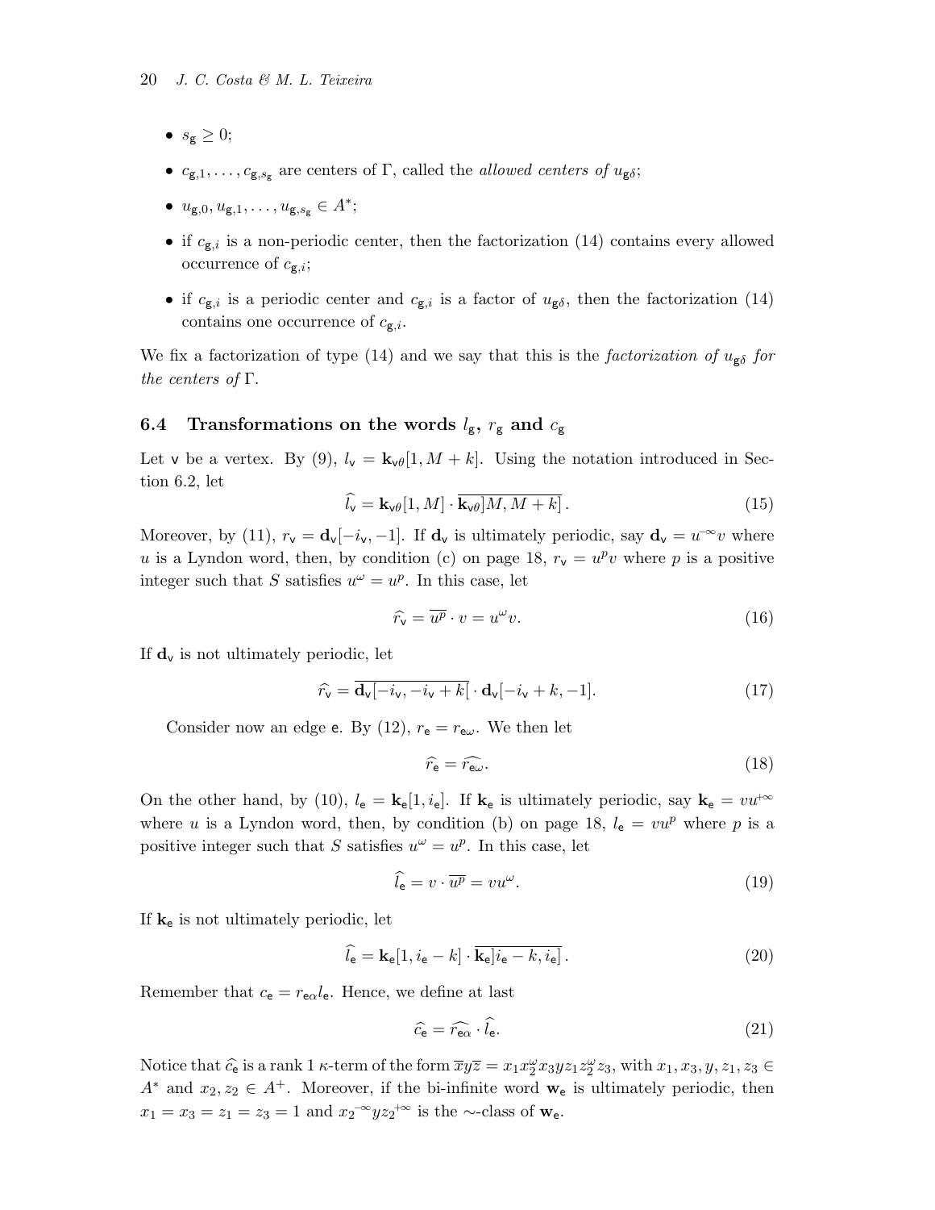- $s_\mathsf{g} \geq 0$;
- $c_{\mathsf{g},1}, \ldots, c_{\mathsf{g},s_\mathsf{g}}$ are centers of $\Gamma$, called the *allowed centers of* $u_{\mathsf{g}\delta}$;
- $u_{\mathsf{g},0}, u_{\mathsf{g},1}, \ldots, u_{\mathsf{g},s_\mathsf{g}} \in A^*$;
- if $c_{\mathsf{g},i}$ is a non-periodic center, then the factorization (14) contains every allowed occurrence of $c_{\mathsf{g},i}$;
- if $c_{\mathsf{g},i}$ is a periodic center and $c_{\mathsf{g},i}$ is a factor of $u_{\mathsf{g}\delta}$, then the factorization (14) contains one occurrence of $c_{\mathsf{g},i}$.

We fix a factorization of type (14) and we say that this is the *factorization of* $u_{\mathsf{g}\delta}$ *for the centers of* $\Gamma$.

### 6.4 Transformations on the words $l_\mathsf{g}$, $r_\mathsf{g}$ and $c_\mathsf{g}$

Let $\mathsf{v}$ be a vertex. By (9), $l_\mathsf{v} = \mathbf{k}_{\mathsf{v}\theta}[1, M+k]$. Using the notation introduced in Section 6.2, let

$$\widehat{l_\mathsf{v}} = \mathbf{k}_{\mathsf{v}\theta}[1, M] \cdot \overline{\mathbf{k}_{\mathsf{v}\theta}]M, M+k]}\,. \tag{15}$$

Moreover, by (11), $r_\mathsf{v} = \mathbf{d}_\mathsf{v}[-i_\mathsf{v}, -1]$. If $\mathbf{d}_\mathsf{v}$ is ultimately periodic, say $\mathbf{d}_\mathsf{v} = u^{-\infty}v$ where $u$ is a Lyndon word, then, by condition (c) on page 18, $r_\mathsf{v} = u^p v$ where $p$ is a positive integer such that $S$ satisfies $u^\omega = u^p$. In this case, let

$$\widehat{r_\mathsf{v}} = \overline{u^p} \cdot v = u^\omega v. \tag{16}$$

If $\mathbf{d}_\mathsf{v}$ is not ultimately periodic, let

$$\widehat{r_\mathsf{v}} = \overline{\mathbf{d}_\mathsf{v}[-i_\mathsf{v}, -i_\mathsf{v}+k[} \cdot \mathbf{d}_\mathsf{v}[-i_\mathsf{v}+k, -1]. \tag{17}$$

Consider now an edge $\mathsf{e}$. By (12), $r_\mathsf{e} = r_{\mathsf{e}\omega}$. We then let

$$\widehat{r_\mathsf{e}} = \widehat{r_{\mathsf{e}\omega}}. \tag{18}$$

On the other hand, by (10), $l_\mathsf{e} = \mathbf{k}_\mathsf{e}[1, i_\mathsf{e}]$. If $\mathbf{k}_\mathsf{e}$ is ultimately periodic, say $\mathbf{k}_\mathsf{e} = vu^{+\infty}$ where $u$ is a Lyndon word, then, by condition (b) on page 18, $l_\mathsf{e} = vu^p$ where $p$ is a positive integer such that $S$ satisfies $u^\omega = u^p$. In this case, let

$$\widehat{l_\mathsf{e}} = v \cdot \overline{u^p} = vu^\omega. \tag{19}$$

If $\mathbf{k}_\mathsf{e}$ is not ultimately periodic, let

$$\widehat{l_\mathsf{e}} = \mathbf{k}_\mathsf{e}[1, i_\mathsf{e}-k] \cdot \overline{\mathbf{k}_\mathsf{e}]i_\mathsf{e}-k, i_\mathsf{e}]}\,. \tag{20}$$

Remember that $c_\mathsf{e} = r_{\mathsf{e}\alpha} l_\mathsf{e}$. Hence, we define at last

$$\widehat{c_\mathsf{e}} = \widehat{r_{\mathsf{e}\alpha}} \cdot \widehat{l_\mathsf{e}}. \tag{21}$$

Notice that $\widehat{c_\mathsf{e}}$ is a rank 1 $\kappa$-term of the form $\overline{x}y\overline{z} = x_1 x_2^\omega x_3 y z_1 z_2^\omega z_3$, with $x_1, x_3, y, z_1, z_3 \in A^*$ and $x_2, z_2 \in A^+$. Moreover, if the bi-infinite word $\mathbf{w}_\mathsf{e}$ is ultimately periodic, then $x_1 = x_3 = z_1 = z_3 = 1$ and $x_2{}^{-\infty} y z_2{}^{+\infty}$ is the $\sim$-class of $\mathbf{w}_\mathsf{e}$.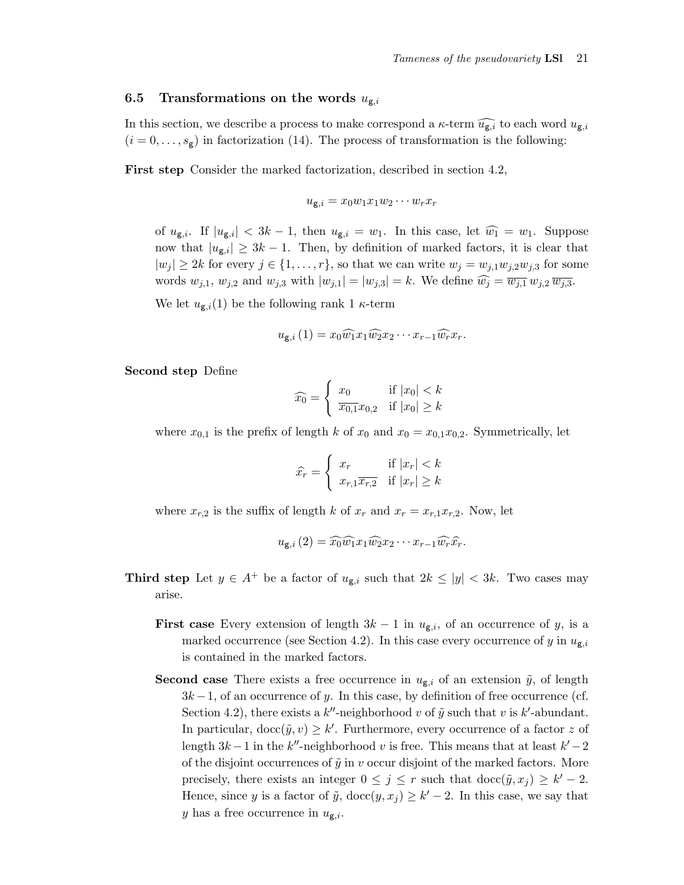### 6.5 Transformations on the words $u_{\mathsf{g},i}$

In this section, we describe a process to make correspond a $\kappa$-term $\widehat{u_{\mathsf{g},i}}$ to each word $u_{\mathsf{g},i}$ ($i = 0, \ldots, s_{\mathsf{g}}$) in factorization (14). The process of transformation is the following:

**First step** Consider the marked factorization, described in section 4.2,

$$u_{\mathsf{g},i} = x_0 w_1 x_1 w_2 \cdots w_r x_r$$

of $u_{\mathsf{g},i}$. If $|u_{\mathsf{g},i}| < 3k-1$, then $u_{\mathsf{g},i} = w_1$. In this case, let $\widehat{w_1} = w_1$. Suppose now that $|u_{\mathsf{g},i}| \geq 3k-1$. Then, by definition of marked factors, it is clear that $|w_j| \geq 2k$ for every $j \in \{1, \ldots, r\}$, so that we can write $w_j = w_{j,1} w_{j,2} w_{j,3}$ for some words $w_{j,1}$, $w_{j,2}$ and $w_{j,3}$ with $|w_{j,1}| = |w_{j,3}| = k$. We define $\widehat{w_j} = \overline{w_{j,1}}\, w_{j,2}\, \overline{w_{j,3}}$.

We let $u_{\mathsf{g},i}(1)$ be the following rank 1 $\kappa$-term

$$u_{\mathsf{g},i}\,(1) = x_0 \widehat{w_1} x_1 \widehat{w_2} x_2 \cdots x_{r-1} \widehat{w_r} x_r.$$

**Second step** Define

$$\widehat{x_0} = \begin{cases} x_0 & \text{if } |x_0| < k \\ \overline{x_{0,1}} x_{0,2} & \text{if } |x_0| \geq k \end{cases}$$

where $x_{0,1}$ is the prefix of length $k$ of $x_0$ and $x_0 = x_{0,1} x_{0,2}$. Symmetrically, let

$$\widehat{x_r} = \begin{cases} x_r & \text{if } |x_r| < k \\ x_{r,1} \overline{x_{r,2}} & \text{if } |x_r| \geq k \end{cases}$$

where $x_{r,2}$ is the suffix of length $k$ of $x_r$ and $x_r = x_{r,1} x_{r,2}$. Now, let

$$u_{\mathsf{g},i}\,(2) = \widehat{x_0} \widehat{w_1} x_1 \widehat{w_2} x_2 \cdots x_{r-1} \widehat{w_r} \widehat{x_r}.$$

**Third step** Let $y \in A^+$ be a factor of $u_{\mathsf{g},i}$ such that $2k \leq |y| < 3k$. Two cases may arise.

**First case** Every extension of length $3k-1$ in $u_{\mathsf{g},i}$, of an occurrence of $y$, is a marked occurrence (see Section 4.2). In this case every occurrence of $y$ in $u_{\mathsf{g},i}$ is contained in the marked factors.

**Second case** There exists a free occurrence in $u_{\mathsf{g},i}$ of an extension $\tilde{y}$, of length $3k-1$, of an occurrence of $y$. In this case, by definition of free occurrence (cf. Section 4.2), there exists a $k''$-neighborhood $v$ of $\tilde{y}$ such that $v$ is $k'$-abundant. In particular, $\operatorname{docc}(\tilde{y}, v) \geq k'$. Furthermore, every occurrence of a factor $z$ of length $3k-1$ in the $k''$-neighborhood $v$ is free. This means that at least $k'-2$ of the disjoint occurrences of $\tilde{y}$ in $v$ occur disjoint of the marked factors. More precisely, there exists an integer $0 \leq j \leq r$ such that $\operatorname{docc}(\tilde{y}, x_j) \geq k'-2$. Hence, since $y$ is a factor of $\tilde{y}$, $\operatorname{docc}(y, x_j) \geq k'-2$. In this case, we say that $y$ has a free occurrence in $u_{\mathsf{g},i}$.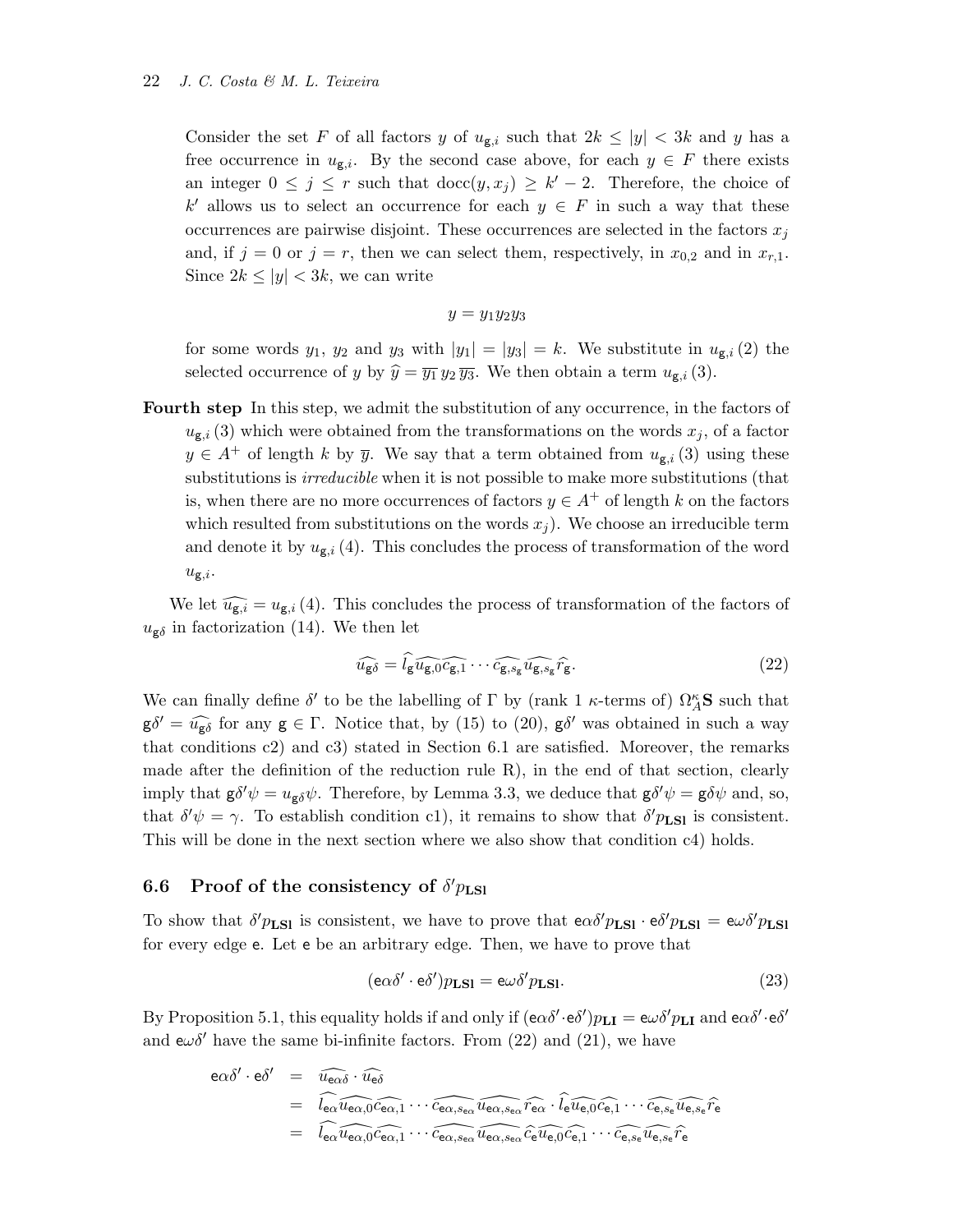Consider the set $F$ of all factors $y$ of $u_{\mathsf{g},i}$ such that $2k \leq |y| < 3k$ and $y$ has a free occurrence in $u_{\mathsf{g},i}$. By the second case above, for each $y \in F$ there exists an integer $0 \leq j \leq r$ such that $\operatorname{docc}(y, x_j) \geq k' - 2$. Therefore, the choice of $k'$ allows us to select an occurrence for each $y \in F$ in such a way that these occurrences are pairwise disjoint. These occurrences are selected in the factors $x_j$ and, if $j = 0$ or $j = r$, then we can select them, respectively, in $x_{0,2}$ and in $x_{r,1}$. Since $2k \leq |y| < 3k$, we can write

$$y = y_1 y_2 y_3$$

for some words $y_1$, $y_2$ and $y_3$ with $|y_1| = |y_3| = k$. We substitute in $u_{\mathsf{g},i}\,(2)$ the selected occurrence of $y$ by $\widehat{y} = \overline{y_1}\, y_2\, \overline{y_3}$. We then obtain a term $u_{\mathsf{g},i}\,(3)$.

**Fourth step** In this step, we admit the substitution of any occurrence, in the factors of $u_{\mathsf{g},i}\,(3)$ which were obtained from the transformations on the words $x_j$, of a factor $y \in A^+$ of length $k$ by $\overline{y}$. We say that a term obtained from $u_{\mathsf{g},i}\,(3)$ using these substitutions is *irreducible* when it is not possible to make more substitutions (that is, when there are no more occurrences of factors $y \in A^+$ of length $k$ on the factors which resulted from substitutions on the words $x_j$). We choose an irreducible term and denote it by $u_{\mathsf{g},i}\,(4)$. This concludes the process of transformation of the word $u_{\mathsf{g},i}$.

We let $\widehat{u_{\mathsf{g},i}} = u_{\mathsf{g},i}\,(4)$. This concludes the process of transformation of the factors of $u_{\mathsf{g}\delta}$ in factorization (14). We then let

$$\widehat{u_{\mathsf{g}\delta}} = \widehat{l}_{\mathsf{g}}\widehat{u_{\mathsf{g},0}}\widehat{c_{\mathsf{g},1}} \cdots \widehat{c_{\mathsf{g},s_{\mathsf{g}}}}\widehat{u_{\mathsf{g},s_{\mathsf{g}}}}\widehat{r}_{\mathsf{g}}. \tag{22}$$

We can finally define $\delta'$ to be the labelling of $\Gamma$ by (rank 1 $\kappa$-terms of) $\Omega^{\kappa}_{A}\mathbf{S}$ such that $\mathsf{g}\delta' = \widehat{u_{\mathsf{g}\delta}}$ for any $\mathsf{g} \in \Gamma$. Notice that, by (15) to (20), $\mathsf{g}\delta'$ was obtained in such a way that conditions c2) and c3) stated in Section 6.1 are satisfied. Moreover, the remarks made after the definition of the reduction rule R), in the end of that section, clearly imply that $\mathsf{g}\delta'\psi = u_{\mathsf{g}\delta}\psi$. Therefore, by Lemma 3.3, we deduce that $\mathsf{g}\delta'\psi = \mathsf{g}\delta\psi$ and, so, that $\delta'\psi = \gamma$. To establish condition c1), it remains to show that $\delta' p_{\mathbf{LSl}}$ is consistent. This will be done in the next section where we also show that condition c4) holds.

### 6.6 Proof of the consistency of $\delta' p_{\mathbf{LSl}}$

To show that $\delta' p_{\mathbf{LSl}}$ is consistent, we have to prove that $\mathsf{e}\alpha\delta' p_{\mathbf{LSl}} \cdot \mathsf{e}\delta' p_{\mathbf{LSl}} = \mathsf{e}\omega\delta' p_{\mathbf{LSl}}$ for every edge $\mathsf{e}$. Let $\mathsf{e}$ be an arbitrary edge. Then, we have to prove that

$$(\mathsf{e}\alpha\delta' \cdot \mathsf{e}\delta')p_{\mathbf{LSl}} = \mathsf{e}\omega\delta' p_{\mathbf{LSl}}. \tag{23}$$

By Proposition 5.1, this equality holds if and only if $(\mathsf{e}\alpha\delta' \cdot \mathsf{e}\delta')p_{\mathbf{LI}} = \mathsf{e}\omega\delta' p_{\mathbf{LI}}$ and $\mathsf{e}\alpha\delta' \cdot \mathsf{e}\delta'$ and $\mathsf{e}\omega\delta'$ have the same bi-infinite factors. From (22) and (21), we have

$$\begin{aligned}
\mathsf{e}\alpha\delta' \cdot \mathsf{e}\delta' &= \widehat{u_{\mathsf{e}\alpha\delta}} \cdot \widehat{u_{\mathsf{e}\delta}} \\
&= \widehat{l_{\mathsf{e}\alpha}}\widehat{u_{\mathsf{e}\alpha,0}}\widehat{c_{\mathsf{e}\alpha,1}} \cdots \widehat{c_{\mathsf{e}\alpha,s_{\mathsf{e}\alpha}}}\widehat{u_{\mathsf{e}\alpha,s_{\mathsf{e}\alpha}}}\widehat{r_{\mathsf{e}\alpha}} \cdot \widehat{l}_{\mathsf{e}}\widehat{u_{\mathsf{e},0}}\widehat{c_{\mathsf{e},1}} \cdots \widehat{c_{\mathsf{e},s_{\mathsf{e}}}}\widehat{u_{\mathsf{e},s_{\mathsf{e}}}}\widehat{r}_{\mathsf{e}} \\
&= \widehat{l_{\mathsf{e}\alpha}}\widehat{u_{\mathsf{e}\alpha,0}}\widehat{c_{\mathsf{e}\alpha,1}} \cdots \widehat{c_{\mathsf{e}\alpha,s_{\mathsf{e}\alpha}}}\widehat{u_{\mathsf{e}\alpha,s_{\mathsf{e}\alpha}}}\widehat{c}_{\mathsf{e}}\widehat{u_{\mathsf{e},0}}\widehat{c_{\mathsf{e},1}} \cdots \widehat{c_{\mathsf{e},s_{\mathsf{e}}}}\widehat{u_{\mathsf{e},s_{\mathsf{e}}}}\widehat{r}_{\mathsf{e}}
\end{aligned}$$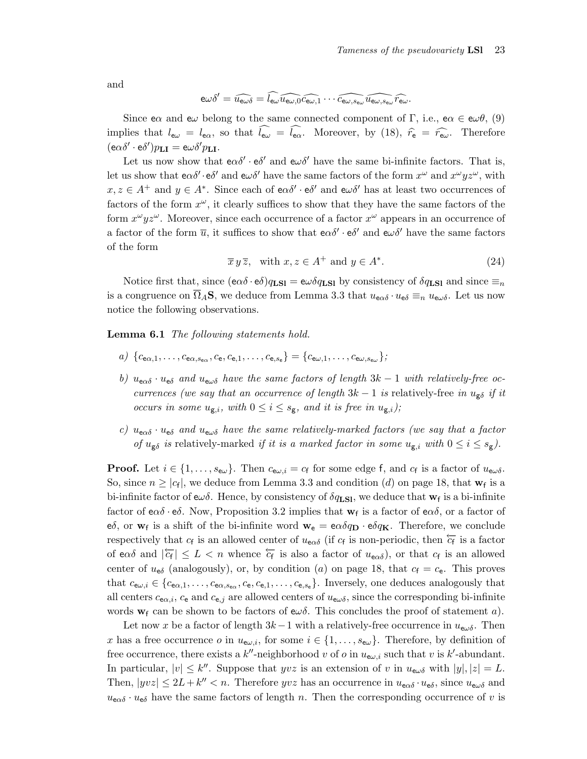and

$$\mathsf{e}\omega\delta' = \widehat{u_{\mathsf{e}\omega\delta}} = \widehat{l_{\mathsf{e}\omega}}\,\widehat{u_{\mathsf{e}\omega,0}}\,\widehat{c_{\mathsf{e}\omega,1}}\cdots\widehat{c_{\mathsf{e}\omega,s_{\mathsf{e}\omega}}}\,\widehat{u_{\mathsf{e}\omega,s_{\mathsf{e}\omega}}}\,\widehat{r_{\mathsf{e}\omega}}.$$

Since $\mathsf{e}\alpha$ and $\mathsf{e}\omega$ belong to the same connected component of $\Gamma$, i.e., $\mathsf{e}\alpha \in \mathsf{e}\omega\theta$, (9) implies that $l_{\mathsf{e}\omega} = l_{\mathsf{e}\alpha}$, so that $\widehat{l_{\mathsf{e}\omega}} = \widehat{l_{\mathsf{e}\alpha}}$. Moreover, by (18), $\widehat{r_{\mathsf{e}}} = \widehat{r_{\mathsf{e}\omega}}$. Therefore $(\mathsf{e}\alpha\delta' \cdot \mathsf{e}\delta')p_{\mathbf{LI}} = \mathsf{e}\omega\delta' p_{\mathbf{LI}}$.

Let us now show that $\mathsf{e}\alpha\delta' \cdot \mathsf{e}\delta'$ and $\mathsf{e}\omega\delta'$ have the same bi-infinite factors. That is, let us show that $\mathsf{e}\alpha\delta' \cdot \mathsf{e}\delta'$ and $\mathsf{e}\omega\delta'$ have the same factors of the form $x^\omega$ and $x^\omega y z^\omega$, with $x, z \in A^+$ and $y \in A^*$. Since each of $\mathsf{e}\alpha\delta' \cdot \mathsf{e}\delta'$ and $\mathsf{e}\omega\delta'$ has at least two occurrences of factors of the form $x^\omega$, it clearly suffices to show that they have the same factors of the form $x^\omega y z^\omega$. Moreover, since each occurrence of a factor $x^\omega$ appears in an occurrence of a factor of the form $\overline{u}$, it suffices to show that $\mathsf{e}\alpha\delta' \cdot \mathsf{e}\delta'$ and $\mathsf{e}\omega\delta'$ have the same factors of the form

$$\overline{x}\, y\, \overline{z}, \quad \text{with } x, z \in A^+ \text{ and } y \in A^*. \tag{24}$$

Notice first that, since $(\mathsf{e}\alpha\delta \cdot \mathsf{e}\delta)q_{\mathbf{LSl}} = \mathsf{e}\omega\delta q_{\mathbf{LSl}}$ by consistency of $\delta q_{\mathbf{LSl}}$ and since $\equiv_n$ is a congruence on $\overline{\Omega}_A\mathbf{S}$, we deduce from Lemma 3.3 that $u_{\mathsf{e}\alpha\delta} \cdot u_{\mathsf{e}\delta} \equiv_n u_{\mathsf{e}\omega\delta}$. Let us now notice the following observations.

**Lemma 6.1** *The following statements hold.*

*a)* $\{c_{\mathsf{e}\alpha,1}, \ldots, c_{\mathsf{e}\alpha,s_{\mathsf{e}\alpha}}, c_{\mathsf{e}}, c_{\mathsf{e},1}, \ldots, c_{\mathsf{e},s_{\mathsf{e}}}\} = \{c_{\mathsf{e}\omega,1}, \ldots, c_{\mathsf{e}\omega,s_{\mathsf{e}\omega}}\}$*;*

*b)* $u_{\mathsf{e}\alpha\delta} \cdot u_{\mathsf{e}\delta}$ *and* $u_{\mathsf{e}\omega\delta}$ *have the same factors of length* $3k-1$ *with relatively-free occurrences (we say that an occurrence of length* $3k-1$ *is* relatively-free *in* $u_{\mathsf{g}\delta}$ *if it occurs in some* $u_{\mathsf{g},i}$*, with* $0 \le i \le s_{\mathsf{g}}$*, and it is free in* $u_{\mathsf{g},i}$*);*

*c)* $u_{\mathsf{e}\alpha\delta} \cdot u_{\mathsf{e}\delta}$ *and* $u_{\mathsf{e}\omega\delta}$ *have the same relatively-marked factors (we say that a factor of* $u_{\mathsf{g}\delta}$ *is* relatively-marked *if it is a marked factor in some* $u_{\mathsf{g},i}$ *with* $0 \le i \le s_{\mathsf{g}}$*).*

**Proof.** Let $i \in \{1, \ldots, s_{\mathsf{e}\omega}\}$. Then $c_{\mathsf{e}\omega,i} = c_{\mathsf{f}}$ for some edge $\mathsf{f}$, and $c_{\mathsf{f}}$ is a factor of $u_{\mathsf{e}\omega\delta}$. So, since $n \ge |c_{\mathsf{f}}|$, we deduce from Lemma 3.3 and condition $(d)$ on page 18, that $\mathbf{w}_{\mathsf{f}}$ is a bi-infinite factor of $\mathsf{e}\omega\delta$. Hence, by consistency of $\delta q_{\mathbf{LSl}}$, we deduce that $\mathbf{w}_{\mathsf{f}}$ is a bi-infinite factor of $\mathsf{e}\alpha\delta \cdot \mathsf{e}\delta$. Now, Proposition 3.2 implies that $\mathbf{w}_{\mathsf{f}}$ is a factor of $\mathsf{e}\alpha\delta$, or a factor of $\mathsf{e}\delta$, or $\mathbf{w}_{\mathsf{f}}$ is a shift of the bi-infinite word $\mathbf{w}_{\mathsf{e}} = \mathsf{e}\alpha\delta q_{\mathbf{D}} \cdot \mathsf{e}\delta q_{\mathbf{K}}$. Therefore, we conclude respectively that $c_{\mathsf{f}}$ is an allowed center of $u_{\mathsf{e}\alpha\delta}$ (if $c_{\mathsf{f}}$ is non-periodic, then $\overleftarrow{c_{\mathsf{f}}}$ is a factor of $\mathsf{e}\alpha\delta$ and $|\overleftarrow{c_{\mathsf{f}}}| \le L < n$ whence $\overleftarrow{c_{\mathsf{f}}}$ is also a factor of $u_{\mathsf{e}\alpha\delta}$), or that $c_{\mathsf{f}}$ is an allowed center of $u_{\mathsf{e}\delta}$ (analogously), or, by condition $(a)$ on page 18, that $c_{\mathsf{f}} = c_{\mathsf{e}}$. This proves that $c_{\mathsf{e}\omega,i} \in \{c_{\mathsf{e}\alpha,1}, \ldots, c_{\mathsf{e}\alpha,s_{\mathsf{e}\alpha}}, c_{\mathsf{e}}, c_{\mathsf{e},1}, \ldots, c_{\mathsf{e},s_{\mathsf{e}}}\}$. Inversely, one deduces analogously that all centers $c_{\mathsf{e}\alpha,i}$, $c_{\mathsf{e}}$ and $c_{\mathsf{e},j}$ are allowed centers of $u_{\mathsf{e}\omega\delta}$, since the corresponding bi-infinite words $\mathbf{w}_{\mathsf{f}}$ can be shown to be factors of $\mathsf{e}\omega\delta$. This concludes the proof of statement $a$).

Let now $x$ be a factor of length $3k-1$ with a relatively-free occurrence in $u_{\mathsf{e}\omega\delta}$. Then $x$ has a free occurrence $o$ in $u_{\mathsf{e}\omega,i}$, for some $i \in \{1, \ldots, s_{\mathsf{e}\omega}\}$. Therefore, by definition of free occurrence, there exists a $k''$-neighborhood $v$ of $o$ in $u_{\mathsf{e}\omega,i}$ such that $v$ is $k'$-abundant. In particular, $|v| \le k''$. Suppose that $yvz$ is an extension of $v$ in $u_{\mathsf{e}\omega\delta}$ with $|y|, |z| = L$. Then, $|yvz| \le 2L + k'' < n$. Therefore $yvz$ has an occurrence in $u_{\mathsf{e}\alpha\delta} \cdot u_{\mathsf{e}\delta}$, since $u_{\mathsf{e}\omega\delta}$ and $u_{\mathsf{e}\alpha\delta} \cdot u_{\mathsf{e}\delta}$ have the same factors of length $n$. Then the corresponding occurrence of $v$ is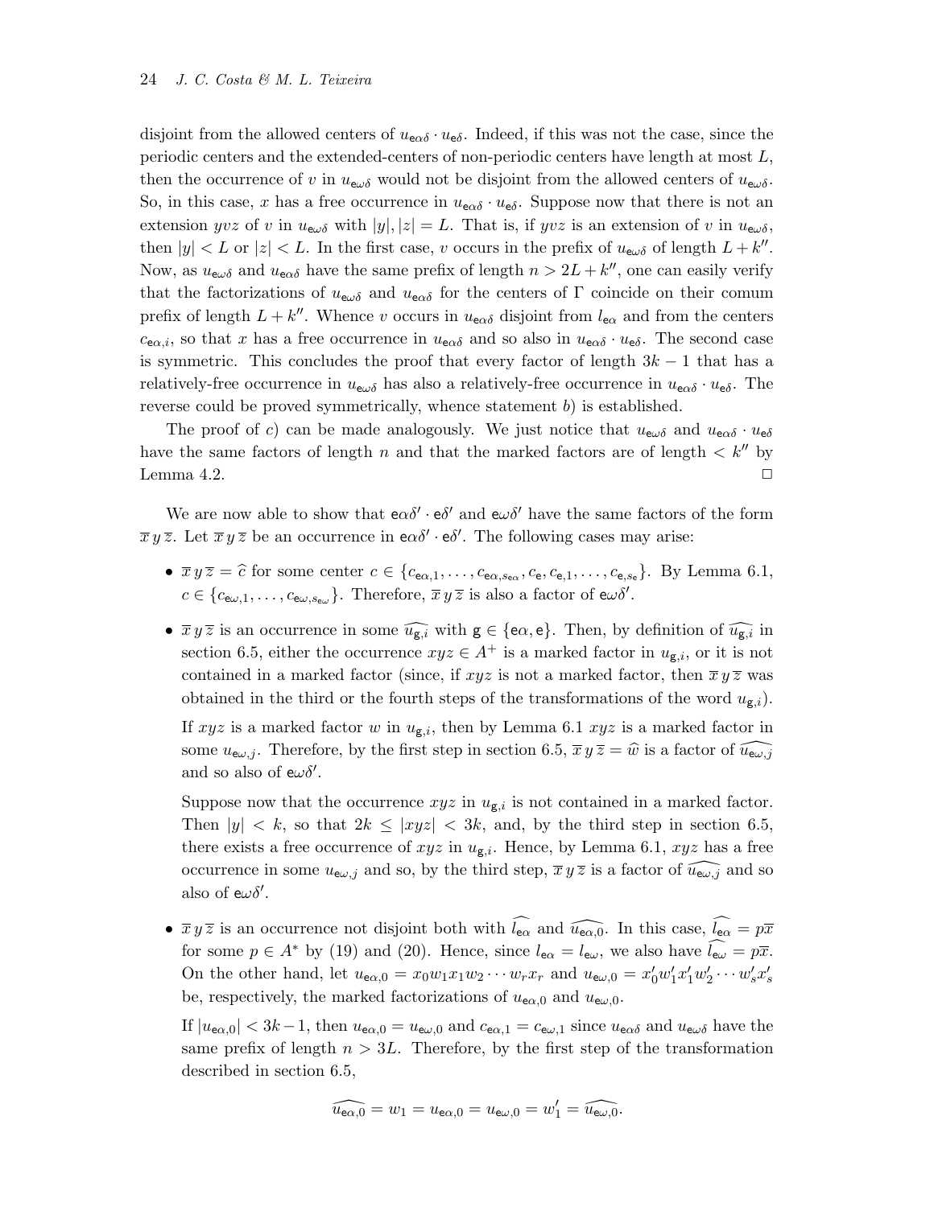disjoint from the allowed centers of $u_{\mathsf{e}\alpha\delta} \cdot u_{\mathsf{e}\delta}$. Indeed, if this was not the case, since the periodic centers and the extended-centers of non-periodic centers have length at most $L$, then the occurrence of $v$ in $u_{\mathsf{e}\omega\delta}$ would not be disjoint from the allowed centers of $u_{\mathsf{e}\omega\delta}$. So, in this case, $x$ has a free occurrence in $u_{\mathsf{e}\alpha\delta} \cdot u_{\mathsf{e}\delta}$. Suppose now that there is not an extension $yvz$ of $v$ in $u_{\mathsf{e}\omega\delta}$ with $|y|, |z| = L$. That is, if $yvz$ is an extension of $v$ in $u_{\mathsf{e}\omega\delta}$, then $|y| < L$ or $|z| < L$. In the first case, $v$ occurs in the prefix of $u_{\mathsf{e}\omega\delta}$ of length $L + k''$. Now, as $u_{\mathsf{e}\omega\delta}$ and $u_{\mathsf{e}\alpha\delta}$ have the same prefix of length $n > 2L + k''$, one can easily verify that the factorizations of $u_{\mathsf{e}\omega\delta}$ and $u_{\mathsf{e}\alpha\delta}$ for the centers of $\Gamma$ coincide on their comum prefix of length $L + k''$. Whence $v$ occurs in $u_{\mathsf{e}\alpha\delta}$ disjoint from $l_{\mathsf{e}\alpha}$ and from the centers $c_{\mathsf{e}\alpha,i}$, so that $x$ has a free occurrence in $u_{\mathsf{e}\alpha\delta}$ and so also in $u_{\mathsf{e}\alpha\delta} \cdot u_{\mathsf{e}\delta}$. The second case is symmetric. This concludes the proof that every factor of length $3k - 1$ that has a relatively-free occurrence in $u_{\mathsf{e}\omega\delta}$ has also a relatively-free occurrence in $u_{\mathsf{e}\alpha\delta} \cdot u_{\mathsf{e}\delta}$. The reverse could be proved symmetrically, whence statement *b*) is established.

The proof of *c*) can be made analogously. We just notice that $u_{\mathsf{e}\omega\delta}$ and $u_{\mathsf{e}\alpha\delta} \cdot u_{\mathsf{e}\delta}$ have the same factors of length $n$ and that the marked factors are of length $< k''$ by Lemma 4.2. □

We are now able to show that $\mathsf{e}\alpha\delta' \cdot \mathsf{e}\delta'$ and $\mathsf{e}\omega\delta'$ have the same factors of the form $\overline{x}\, y\, \overline{z}$. Let $\overline{x}\, y\, \overline{z}$ be an occurrence in $\mathsf{e}\alpha\delta' \cdot \mathsf{e}\delta'$. The following cases may arise:

- $\overline{x}\, y\, \overline{z} = \widehat{c}$ for some center $c \in \{c_{\mathsf{e}\alpha,1}, \ldots, c_{\mathsf{e}\alpha,s_{\mathsf{e}\alpha}}, c_{\mathsf{e}}, c_{\mathsf{e},1}, \ldots, c_{\mathsf{e},s_{\mathsf{e}}}\}$. By Lemma 6.1, $c \in \{c_{\mathsf{e}\omega,1}, \ldots, c_{\mathsf{e}\omega,s_{\mathsf{e}\omega}}\}$. Therefore, $\overline{x}\, y\, \overline{z}$ is also a factor of $\mathsf{e}\omega\delta'$.

- $\overline{x}\, y\, \overline{z}$ is an occurrence in some $\widehat{u_{\mathsf{g},i}}$ with $\mathsf{g} \in \{\mathsf{e}\alpha, \mathsf{e}\}$. Then, by definition of $\widehat{u_{\mathsf{g},i}}$ in section 6.5, either the occurrence $xyz \in A^+$ is a marked factor in $u_{\mathsf{g},i}$, or it is not contained in a marked factor (since, if $xyz$ is not a marked factor, then $\overline{x}\, y\, \overline{z}$ was obtained in the third or the fourth steps of the transformations of the word $u_{\mathsf{g},i}$).

  If $xyz$ is a marked factor $w$ in $u_{\mathsf{g},i}$, then by Lemma 6.1 $xyz$ is a marked factor in some $u_{\mathsf{e}\omega,j}$. Therefore, by the first step in section 6.5, $\overline{x}\, y\, \overline{z} = \widehat{w}$ is a factor of $\widehat{u_{\mathsf{e}\omega,j}}$ and so also of $\mathsf{e}\omega\delta'$.

  Suppose now that the occurrence $xyz$ in $u_{\mathsf{g},i}$ is not contained in a marked factor. Then $|y| < k$, so that $2k \le |xyz| < 3k$, and, by the third step in section 6.5, there exists a free occurrence of $xyz$ in $u_{\mathsf{g},i}$. Hence, by Lemma 6.1, $xyz$ has a free occurrence in some $u_{\mathsf{e}\omega,j}$ and so, by the third step, $\overline{x}\, y\, \overline{z}$ is a factor of $\widehat{u_{\mathsf{e}\omega,j}}$ and so also of $\mathsf{e}\omega\delta'$.

- $\overline{x}\, y\, \overline{z}$ is an occurrence not disjoint both with $\widehat{l_{\mathsf{e}\alpha}}$ and $\widehat{u_{\mathsf{e}\alpha,0}}$. In this case, $\widehat{l_{\mathsf{e}\alpha}} = p\overline{x}$ for some $p \in A^*$ by (19) and (20). Hence, since $l_{\mathsf{e}\alpha} = l_{\mathsf{e}\omega}$, we also have $\widehat{l_{\mathsf{e}\omega}} = p\overline{x}$. On the other hand, let $u_{\mathsf{e}\alpha,0} = x_0 w_1 x_1 w_2 \cdots w_r x_r$ and $u_{\mathsf{e}\omega,0} = x'_0 w'_1 x'_1 w'_2 \cdots w'_s x'_s$ be, respectively, the marked factorizations of $u_{\mathsf{e}\alpha,0}$ and $u_{\mathsf{e}\omega,0}$.

  If $|u_{\mathsf{e}\alpha,0}| < 3k-1$, then $u_{\mathsf{e}\alpha,0} = u_{\mathsf{e}\omega,0}$ and $c_{\mathsf{e}\alpha,1} = c_{\mathsf{e}\omega,1}$ since $u_{\mathsf{e}\alpha\delta}$ and $u_{\mathsf{e}\omega\delta}$ have the same prefix of length $n > 3L$. Therefore, by the first step of the transformation described in section 6.5,

$$\widehat{u_{\mathsf{e}\alpha,0}} = w_1 = u_{\mathsf{e}\alpha,0} = u_{\mathsf{e}\omega,0} = w'_1 = \widehat{u_{\mathsf{e}\omega,0}}.$$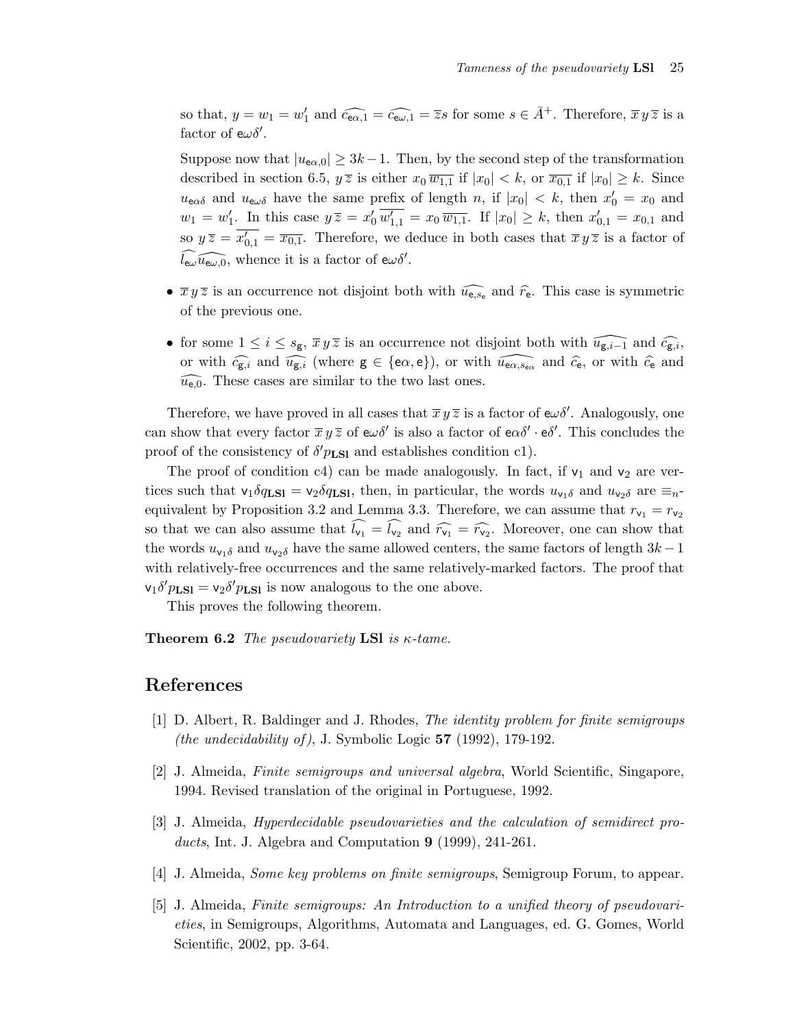so that, $y = w_1 = w'_1$ and $\widehat{c_{\mathsf{e}\alpha,1}} = \widehat{c_{\mathsf{e}\omega,1}} = \overline{z}s$ for some $s \in \bar{A}^+$. Therefore, $\overline{x}\,y\,\overline{z}$ is a factor of $\mathsf{e}\omega\delta'$.

Suppose now that $|u_{\mathsf{e}\alpha,0}| \geq 3k-1$. Then, by the second step of the transformation described in section 6.5, $y\,\overline{z}$ is either $x_0\,\overline{w_{1,1}}$ if $|x_0| < k$, or $\overline{x_{0,1}}$ if $|x_0| \geq k$. Since $u_{\mathsf{e}\alpha\delta}$ and $u_{\mathsf{e}\omega\delta}$ have the same prefix of length $n$, if $|x_0| < k$, then $x'_0 = x_0$ and $w_1 = w'_1$. In this case $y\,\overline{z} = x'_0\,\overline{w'_{1,1}} = x_0\,\overline{w_{1,1}}$. If $|x_0| \geq k$, then $x'_{0,1} = x_{0,1}$ and so $y\,\overline{z} = \overline{x'_{0,1}} = \overline{x_{0,1}}$. Therefore, we deduce in both cases that $\overline{x}\,y\,\overline{z}$ is a factor of $\widehat{l_{\mathsf{e}\omega}}\widehat{u_{\mathsf{e}\omega,0}}$, whence it is a factor of $\mathsf{e}\omega\delta'$.

- $\overline{x}\,y\,\overline{z}$ is an occurrence not disjoint both with $\widehat{u_{\mathsf{e},s_\mathsf{e}}}$ and $\widehat{r_\mathsf{e}}$. This case is symmetric of the previous one.
- for some $1 \leq i \leq s_\mathsf{g}$, $\overline{x}\,y\,\overline{z}$ is an occurrence not disjoint both with $\widehat{u_{\mathsf{g},i-1}}$ and $\widehat{c_{\mathsf{g},i}}$, or with $\widehat{c_{\mathsf{g},i}}$ and $\widehat{u_{\mathsf{g},i}}$ (where $\mathsf{g} \in \{\mathsf{e}\alpha, \mathsf{e}\}$), or with $\widehat{u_{\mathsf{e}\alpha,s_{\mathsf{e}\alpha}}}$ and $\widehat{c_\mathsf{e}}$, or with $\widehat{c_\mathsf{e}}$ and $\widehat{u_{\mathsf{e},0}}$. These cases are similar to the two last ones.

Therefore, we have proved in all cases that $\overline{x}\,y\,\overline{z}$ is a factor of $\mathsf{e}\omega\delta'$. Analogously, one can show that every factor $\overline{x}\,y\,\overline{z}$ of $\mathsf{e}\omega\delta'$ is also a factor of $\mathsf{e}\alpha\delta' \cdot \mathsf{e}\delta'$. This concludes the proof of the consistency of $\delta' p_{\mathbf{LSl}}$ and establishes condition c1).

The proof of condition c4) can be made analogously. In fact, if $\mathsf{v}_1$ and $\mathsf{v}_2$ are vertices such that $\mathsf{v}_1\delta q_{\mathbf{LSl}} = \mathsf{v}_2\delta q_{\mathbf{LSl}}$, then, in particular, the words $u_{\mathsf{v}_1\delta}$ and $u_{\mathsf{v}_2\delta}$ are $\equiv_n$-equivalent by Proposition 3.2 and Lemma 3.3. Therefore, we can assume that $r_{\mathsf{v}_1} = r_{\mathsf{v}_2}$ so that we can also assume that $\widehat{l_{\mathsf{v}_1}} = \widehat{l_{\mathsf{v}_2}}$ and $\widehat{r_{\mathsf{v}_1}} = \widehat{r_{\mathsf{v}_2}}$. Moreover, one can show that the words $u_{\mathsf{v}_1\delta}$ and $u_{\mathsf{v}_2\delta}$ have the same allowed centers, the same factors of length $3k-1$ with relatively-free occurrences and the same relatively-marked factors. The proof that $\mathsf{v}_1\delta' p_{\mathbf{LSl}} = \mathsf{v}_2\delta' p_{\mathbf{LSl}}$ is now analogous to the one above.

This proves the following theorem.

**Theorem 6.2** *The pseudovariety* **LSl** *is $\kappa$-tame.*

## References

[1] D. Albert, R. Baldinger and J. Rhodes, *The identity problem for finite semigroups (the undecidability of)*, J. Symbolic Logic **57** (1992), 179-192.

[2] J. Almeida, *Finite semigroups and universal algebra*, World Scientific, Singapore, 1994. Revised translation of the original in Portuguese, 1992.

[3] J. Almeida, *Hyperdecidable pseudovarieties and the calculation of semidirect products*, Int. J. Algebra and Computation **9** (1999), 241-261.

[4] J. Almeida, *Some key problems on finite semigroups*, Semigroup Forum, to appear.

[5] J. Almeida, *Finite semigroups: An Introduction to a unified theory of pseudovarieties*, in Semigroups, Algorithms, Automata and Languages, ed. G. Gomes, World Scientific, 2002, pp. 3-64.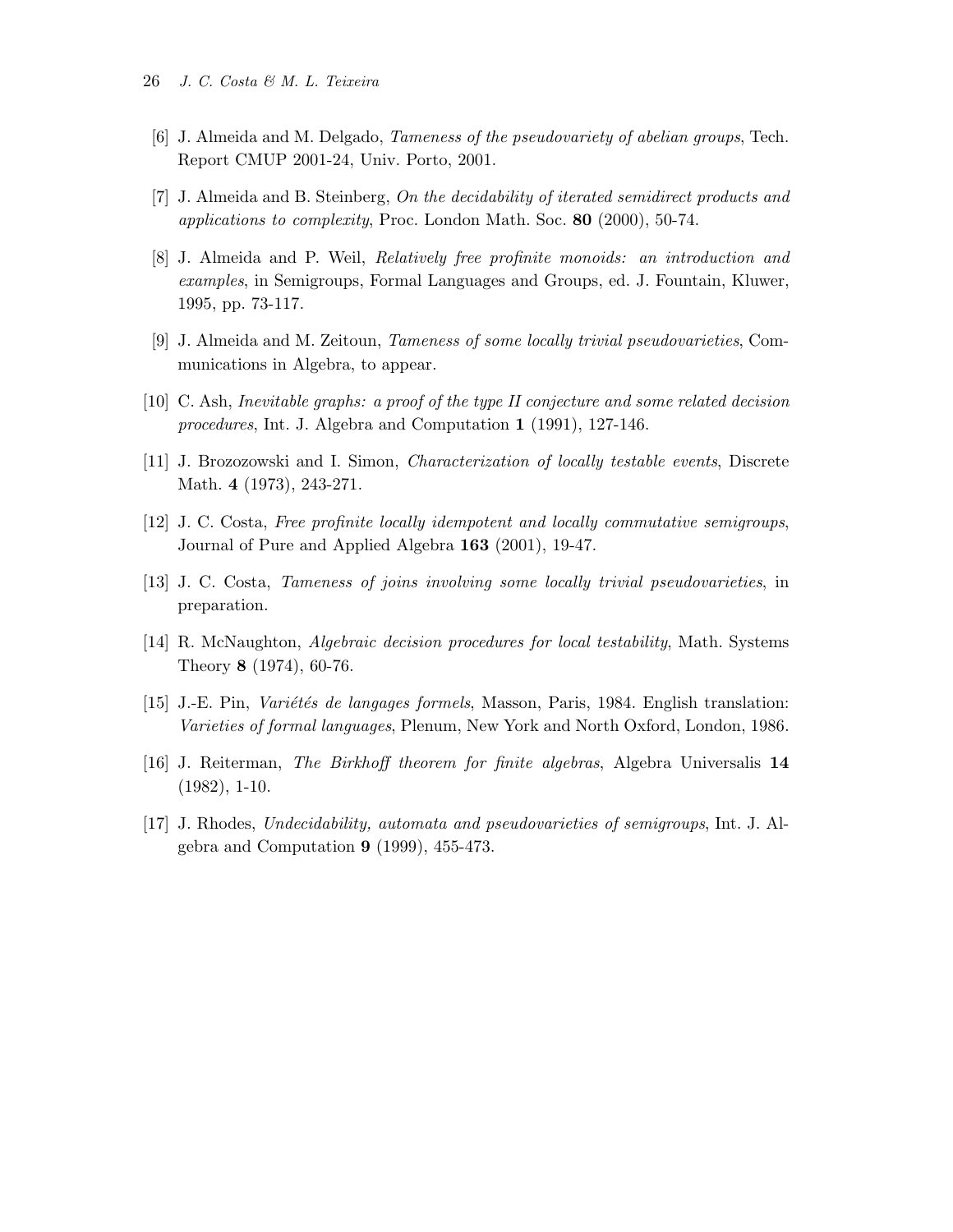[6] J. Almeida and M. Delgado, *Tameness of the pseudovariety of abelian groups*, Tech. Report CMUP 2001-24, Univ. Porto, 2001.

[7] J. Almeida and B. Steinberg, *On the decidability of iterated semidirect products and applications to complexity*, Proc. London Math. Soc. **80** (2000), 50-74.

[8] J. Almeida and P. Weil, *Relatively free profinite monoids: an introduction and examples*, in Semigroups, Formal Languages and Groups, ed. J. Fountain, Kluwer, 1995, pp. 73-117.

[9] J. Almeida and M. Zeitoun, *Tameness of some locally trivial pseudovarieties*, Communications in Algebra, to appear.

[10] C. Ash, *Inevitable graphs: a proof of the type II conjecture and some related decision procedures*, Int. J. Algebra and Computation **1** (1991), 127-146.

[11] J. Brozozowski and I. Simon, *Characterization of locally testable events*, Discrete Math. **4** (1973), 243-271.

[12] J. C. Costa, *Free profinite locally idempotent and locally commutative semigroups*, Journal of Pure and Applied Algebra **163** (2001), 19-47.

[13] J. C. Costa, *Tameness of joins involving some locally trivial pseudovarieties*, in preparation.

[14] R. McNaughton, *Algebraic decision procedures for local testability*, Math. Systems Theory **8** (1974), 60-76.

[15] J.-E. Pin, *Variétés de langages formels*, Masson, Paris, 1984. English translation: *Varieties of formal languages*, Plenum, New York and North Oxford, London, 1986.

[16] J. Reiterman, *The Birkhoff theorem for finite algebras*, Algebra Universalis **14** (1982), 1-10.

[17] J. Rhodes, *Undecidability, automata and pseudovarieties of semigroups*, Int. J. Algebra and Computation **9** (1999), 455-473.